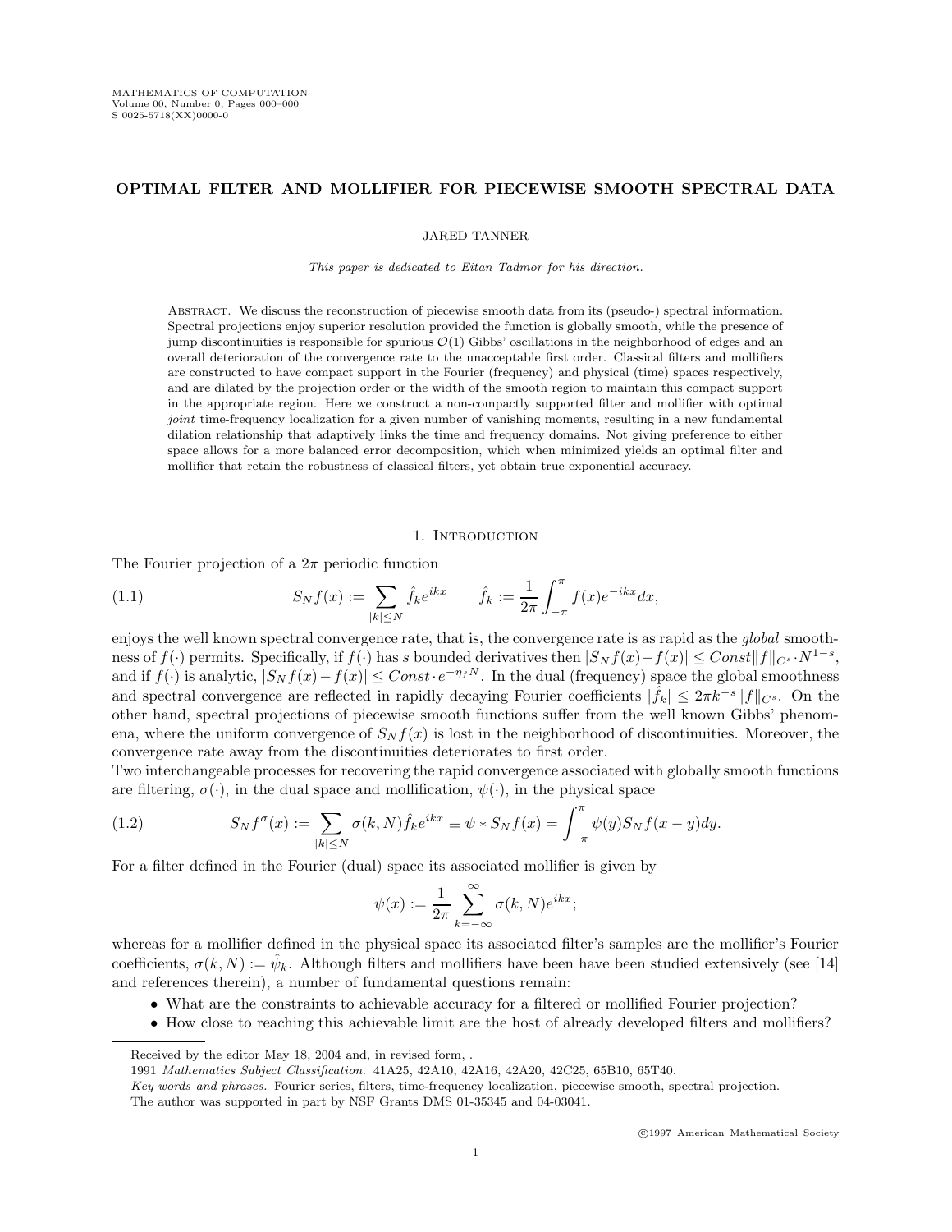# OPTIMAL FILTER AND MOLLIFIER FOR PIECEWISE SMOOTH SPECTRAL DATA

JARED TANNER

*This paper is dedicated to Eitan Tadmor for his direction.*

ABSTRACT. We discuss the reconstruction of piecewise smooth data from its (pseudo-) spectral information. Spectral projections enjoy superior resolution provided the function is globally smooth, while the presence of jump discontinuities is responsible for spurious $\mathcal{O}(1)$ Gibbs' oscillations in the neighborhood of edges and an overall deterioration of the convergence rate to the unacceptable first order. Classical filters and mollifiers are constructed to have compact support in the Fourier (frequency) and physical (time) spaces respectively, and are dilated by the projection order or the width of the smooth region to maintain this compact support in the appropriate region. Here we construct a non-compactly supported filter and mollifier with optimal *joint* time-frequency localization for a given number of vanishing moments, resulting in a new fundamental dilation relationship that adaptively links the time and frequency domains. Not giving preference to either space allows for a more balanced error decomposition, which when minimized yields an optimal filter and mollifier that retain the robustness of classical filters, yet obtain true exponential accuracy.

## 1. Introduction

The Fourier projection of a $2\pi$ periodic function

$$S_N f(x) := \sum_{|k|\leq N} \hat{f}_k e^{ikx} \qquad \hat{f}_k := \frac{1}{2\pi}\int_{-\pi}^{\pi} f(x)e^{-ikx}dx, \tag{1.1}$$

enjoys the well known spectral convergence rate, that is, the convergence rate is as rapid as the *global* smoothness of $f(\cdot)$ permits. Specifically, if $f(\cdot)$ has $s$ bounded derivatives then $|S_N f(x) - f(x)| \leq Const\|f\|_{C^s} \cdot N^{1-s}$, and if $f(\cdot)$ is analytic, $|S_N f(x) - f(x)| \leq Const \cdot e^{-\eta_f N}$. In the dual (frequency) space the global smoothness and spectral convergence are reflected in rapidly decaying Fourier coefficients $|\hat{f}_k| \leq 2\pi k^{-s}\|f\|_{C^s}$. On the other hand, spectral projections of piecewise smooth functions suffer from the well known Gibbs' phenomena, where the uniform convergence of $S_N f(x)$ is lost in the neighborhood of discontinuities. Moreover, the convergence rate away from the discontinuities deteriorates to first order.

Two interchangeable processes for recovering the rapid convergence associated with globally smooth functions are filtering, $\sigma(\cdot)$, in the dual space and mollification, $\psi(\cdot)$, in the physical space

$$S_N f^{\sigma}(x) := \sum_{|k|\leq N} \sigma(k,N)\hat{f}_k e^{ikx} \equiv \psi * S_N f(x) = \int_{-\pi}^{\pi} \psi(y) S_N f(x-y)dy. \tag{1.2}$$

For a filter defined in the Fourier (dual) space its associated mollifier is given by

$$\psi(x) := \frac{1}{2\pi}\sum_{k=-\infty}^{\infty} \sigma(k,N)e^{ikx};$$

whereas for a mollifier defined in the physical space its associated filter's samples are the mollifier's Fourier coefficients, $\sigma(k,N) := \hat{\psi}_k$. Although filters and mollifiers have been have been studied extensively (see [14] and references therein), a number of fundamental questions remain:

- What are the constraints to achievable accuracy for a filtered or mollified Fourier projection?
- How close to reaching this achievable limit are the host of already developed filters and mollifiers?

---

Received by the editor May 18, 2004 and, in revised form, .

1991 *Mathematics Subject Classification.* 41A25, 42A10, 42A16, 42A20, 42C25, 65B10, 65T40.

*Key words and phrases.* Fourier series, filters, time-frequency localization, piecewise smooth, spectral projection.

The author was supported in part by NSF Grants DMS 01-35345 and 04-03041.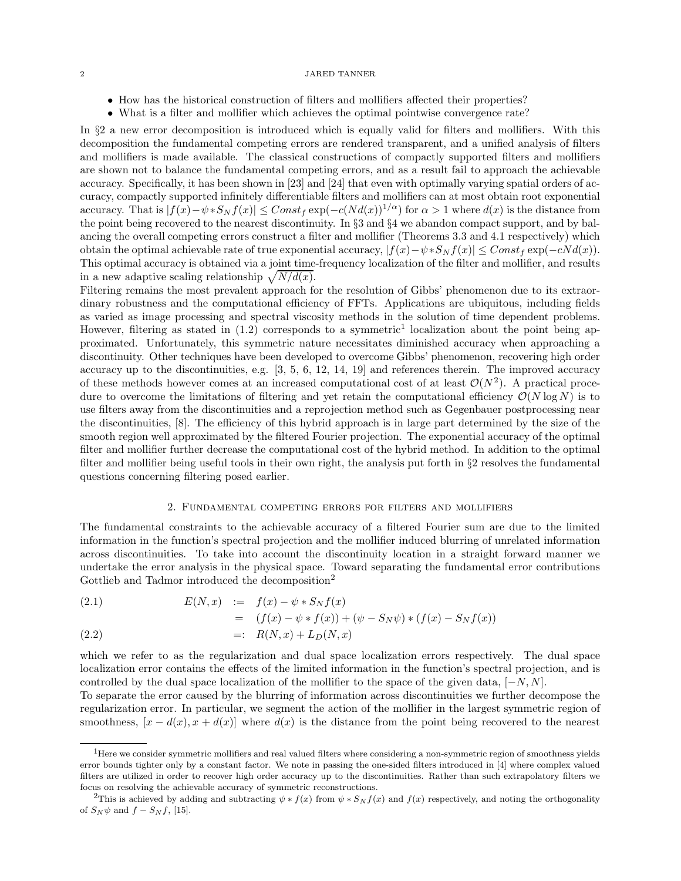- How has the historical construction of filters and mollifiers affected their properties?
- What is a filter and mollifier which achieves the optimal pointwise convergence rate?

In §2 a new error decomposition is introduced which is equally valid for filters and mollifiers. With this decomposition the fundamental competing errors are rendered transparent, and a unified analysis of filters and mollifiers is made available. The classical constructions of compactly supported filters and mollifiers are shown not to balance the fundamental competing errors, and as a result fail to approach the achievable accuracy. Specifically, it has been shown in [23] and [24] that even with optimally varying spatial orders of accuracy, compactly supported infinitely differentiable filters and mollifiers can at most obtain root exponential accuracy. That is $|f(x)-\psi*S_Nf(x)| \le Const_f \exp(-c(Nd(x))^{1/\alpha})$ for $\alpha > 1$ where $d(x)$ is the distance from the point being recovered to the nearest discontinuity. In §3 and §4 we abandon compact support, and by balancing the overall competing errors construct a filter and mollifier (Theorems 3.3 and 4.1 respectively) which obtain the optimal achievable rate of true exponential accuracy, $|f(x)-\psi*S_Nf(x)| \le Const_f \exp(-cNd(x))$. This optimal accuracy is obtained via a joint time-frequency localization of the filter and mollifier, and results in a new adaptive scaling relationship $\sqrt{N/d(x)}$.

Filtering remains the most prevalent approach for the resolution of Gibbs' phenomenon due to its extraordinary robustness and the computational efficiency of FFTs. Applications are ubiquitous, including fields as varied as image processing and spectral viscosity methods in the solution of time dependent problems. However, filtering as stated in (1.2) corresponds to a symmetric[1] localization about the point being approximated. Unfortunately, this symmetric nature necessitates diminished accuracy when approaching a discontinuity. Other techniques have been developed to overcome Gibbs' phenomenon, recovering high order accuracy up to the discontinuities, e.g. [3, 5, 6, 12, 14, 19] and references therein. The improved accuracy of these methods however comes at an increased computational cost of at least $\mathcal{O}(N^2)$. A practical procedure to overcome the limitations of filtering and yet retain the computational efficiency $\mathcal{O}(N\log N)$ is to use filters away from the discontinuities and a reprojection method such as Gegenbauer postprocessing near the discontinuities, [8]. The efficiency of this hybrid approach is in large part determined by the size of the smooth region well approximated by the filtered Fourier projection. The exponential accuracy of the optimal filter and mollifier further decrease the computational cost of the hybrid method. In addition to the optimal filter and mollifier being useful tools in their own right, the analysis put forth in §2 resolves the fundamental questions concerning filtering posed earlier.

## 2. Fundamental competing errors for filters and mollifiers

The fundamental constraints to the achievable accuracy of a filtered Fourier sum are due to the limited information in the function's spectral projection and the mollifier induced blurring of unrelated information across discontinuities. To take into account the discontinuity location in a straight forward manner we undertake the error analysis in the physical space. Toward separating the fundamental error contributions Gottlieb and Tadmor introduced the decomposition[2]

$$
\begin{aligned}
E(N,x) &:= f(x)-\psi*S_Nf(x) \qquad (2.1)\\
&= (f(x)-\psi*f(x)) + (\psi - S_N\psi)*(f(x)-S_Nf(x))\\
&=: R(N,x) + L_D(N,x) \qquad (2.2)
\end{aligned}
$$

which we refer to as the regularization and dual space localization errors respectively. The dual space localization error contains the effects of the limited information in the function's spectral projection, and is controlled by the dual space localization of the mollifier to the space of the given data, $[-N,N]$.

To separate the error caused by the blurring of information across discontinuities we further decompose the regularization error. In particular, we segment the action of the mollifier in the largest symmetric region of smoothness, $[x-d(x), x+d(x)]$ where $d(x)$ is the distance from the point being recovered to the nearest

[1] Here we consider symmetric mollifiers and real valued filters where considering a non-symmetric region of smoothness yields error bounds tighter only by a constant factor. We note in passing the one-sided filters introduced in [4] where complex valued filters are utilized in order to recover high order accuracy up to the discontinuities. Rather than such extrapolatory filters we focus on resolving the achievable accuracy of symmetric reconstructions.

[2] This is achieved by adding and subtracting $\psi*f(x)$ from $\psi*S_Nf(x)$ and $f(x)$ respectively, and noting the orthogonality of $S_N\psi$ and $f-S_Nf$, [15].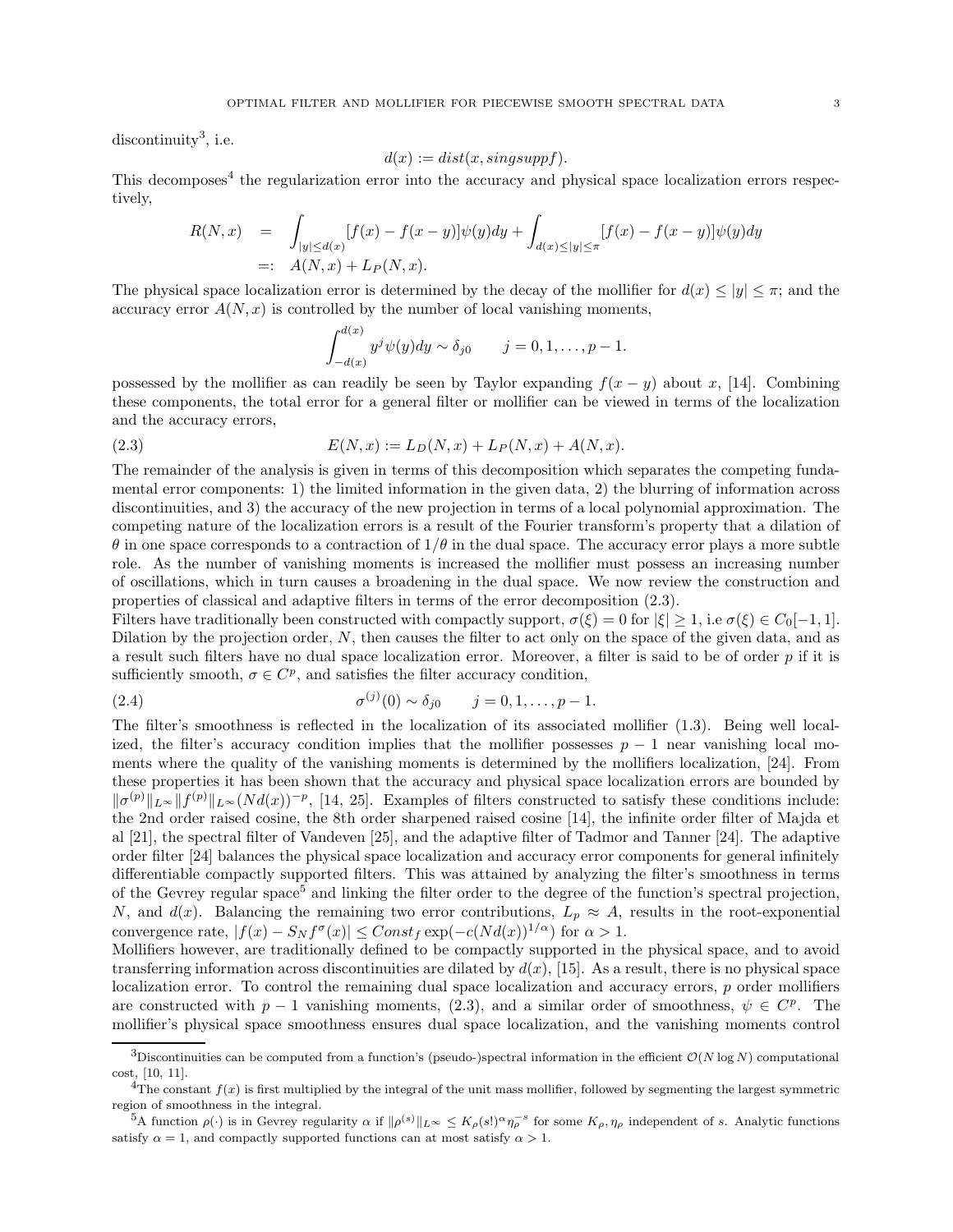discontinuity[3], i.e.

$$d(x) := dist(x, singsupp f).$$

This decomposes[4] the regularization error into the accuracy and physical space localization errors respectively,

$$\begin{aligned} R(N,x) &= \int_{|y|\le d(x)} [f(x) - f(x-y)]\psi(y)dy + \int_{d(x)\le|y|\le\pi} [f(x) - f(x-y)]\psi(y)dy \\ &=: A(N,x) + L_P(N,x). \end{aligned}$$

The physical space localization error is determined by the decay of the mollifier for $d(x) \le |y| \le \pi$; and the accuracy error $A(N,x)$ is controlled by the number of local vanishing moments,

$$\int_{-d(x)}^{d(x)} y^j \psi(y) dy \sim \delta_{j0} \qquad j = 0, 1, \ldots, p-1.$$

possessed by the mollifier as can readily be seen by Taylor expanding $f(x-y)$ about $x$, [14]. Combining these components, the total error for a general filter or mollifier can be viewed in terms of the localization and the accuracy errors,

$$E(N,x) := L_D(N,x) + L_P(N,x) + A(N,x). \tag{2.3}$$

The remainder of the analysis is given in terms of this decomposition which separates the competing fundamental error components: 1) the limited information in the given data, 2) the blurring of information across discontinuities, and 3) the accuracy of the new projection in terms of a local polynomial approximation. The competing nature of the localization errors is a result of the Fourier transform's property that a dilation of $\theta$ in one space corresponds to a contraction of $1/\theta$ in the dual space. The accuracy error plays a more subtle role. As the number of vanishing moments is increased the mollifier must possess an increasing number of oscillations, which in turn causes a broadening in the dual space. We now review the construction and properties of classical and adaptive filters in terms of the error decomposition (2.3).

Filters have traditionally been constructed with compact support, $\sigma(\xi) = 0$ for $|\xi| \ge 1$, i.e $\sigma(\xi) \in C_0[-1,1]$. Dilation by the projection order, $N$, then causes the filter to act only on the space of the given data, and as a result such filters have no dual space localization error. Moreover, a filter is said to be of order $p$ if it is sufficiently smooth, $\sigma \in C^p$, and satisfies the filter accuracy condition,

$$\sigma^{(j)}(0) \sim \delta_{j0} \qquad j = 0, 1, \ldots, p-1. \tag{2.4}$$

The filter's smoothness is reflected in the localization of its associated mollifier (1.3). Being well localized, the filter's accuracy condition implies that the mollifier possesses $p-1$ near vanishing local moments where the quality of the vanishing moments is determined by the mollifiers localization, [24]. From these properties it has been shown that the accuracy and physical space localization errors are bounded by $\|\sigma^{(p)}\|_{L^\infty} \|f^{(p)}\|_{L^\infty} (Nd(x))^{-p}$, [14, 25]. Examples of filters constructed to satisfy these conditions include: the 2nd order raised cosine, the 8th order sharpened raised cosine [14], the infinite order filter of Majda et al [21], the spectral filter of Vandeven [25], and the adaptive filter of Tadmor and Tanner [24]. The adaptive order filter [24] balances the physical space localization and accuracy error components for general infinitely differentiable compactly supported filters. This was attained by analyzing the filter's smoothness in terms of the Gevrey regular space[5] and linking the filter order to the degree of the function's spectral projection, $N$, and $d(x)$. Balancing the remaining two error contributions, $L_p \approx A$, results in the root-exponential convergence rate, $|f(x) - S_N f^{\sigma}(x)| \le Const_f \exp(-c(Nd(x))^{1/\alpha})$ for $\alpha > 1$.

Mollifiers however, are traditionally defined to be compactly supported in the physical space, and to avoid transferring information across discontinuities are dilated by $d(x)$, [15]. As a result, there is no physical space localization error. To control the remaining dual space localization and accuracy errors, $p$ order mollifiers are constructed with $p-1$ vanishing moments, (2.3), and a similar order of smoothness, $\psi \in C^p$. The mollifier's physical space smoothness ensures dual space localization, and the vanishing moments control

---

[3] Discontinuities can be computed from a function's (pseudo-)spectral information in the efficient $\mathcal{O}(N \log N)$ computational cost, [10, 11].

[4] The constant $f(x)$ is first multiplied by the integral of the unit mass mollifier, followed by segmenting the largest symmetric region of smoothness in the integral.

[5] A function $\rho(\cdot)$ is in Gevrey regularity $\alpha$ if $\|\rho^{(s)}\|_{L^\infty} \le K_\rho (s!)^\alpha \eta_\rho^{-s}$ for some $K_\rho, \eta_\rho$ independent of $s$. Analytic functions satisfy $\alpha = 1$, and compactly supported functions can at most satisfy $\alpha > 1$.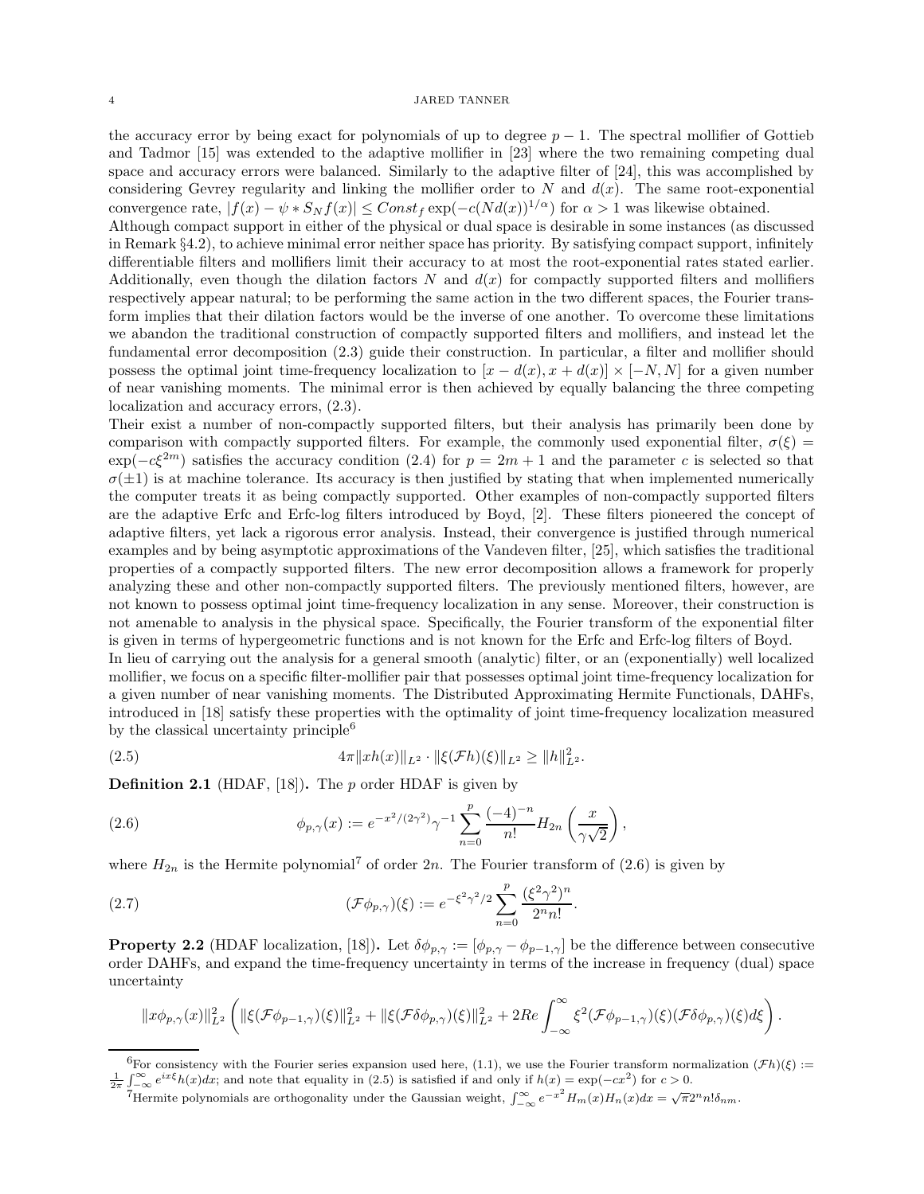the accuracy error by being exact for polynomials of up to degree $p-1$. The spectral mollifier of Gottieb and Tadmor [15] was extended to the adaptive mollifier in [23] where the two remaining competing dual space and accuracy errors were balanced. Similarly to the adaptive filter of [24], this was accomplished by considering Gevrey regularity and linking the mollifier order to $N$ and $d(x)$. The same root-exponential convergence rate, $|f(x) - \psi * S_N f(x)| \le Const_f \exp(-c(Nd(x))^{1/\alpha})$ for $\alpha > 1$ was likewise obtained.

Although compact support in either of the physical or dual space is desirable in some instances (as discussed in Remark §4.2), to achieve minimal error neither space has priority. By satisfying compact support, infinitely differentiable filters and mollifiers limit their accuracy to at most the root-exponential rates stated earlier. Additionally, even though the dilation factors $N$ and $d(x)$ for compactly supported filters and mollifiers respectively appear natural; to be performing the same action in the two different spaces, the Fourier transform implies that their dilation factors would be the inverse of one another. To overcome these limitations we abandon the traditional construction of compactly supported filters and mollifiers, and instead let the fundamental error decomposition (2.3) guide their construction. In particular, a filter and mollifier should possess the optimal joint time-frequency localization to $[x - d(x), x + d(x)] \times [-N, N]$ for a given number of near vanishing moments. The minimal error is then achieved by equally balancing the three competing localization and accuracy errors, (2.3).

Their exist a number of non-compactly supported filters, but their analysis has primarily been done by comparison with compactly supported filters. For example, the commonly used exponential filter, $\sigma(\xi) = \exp(-c\xi^{2m})$ satisfies the accuracy condition (2.4) for $p = 2m+1$ and the parameter $c$ is selected so that $\sigma(\pm 1)$ is at machine tolerance. Its accuracy is then justified by stating that when implemented numerically the computer treats it as being compactly supported. Other examples of non-compactly supported filters are the adaptive Erfc and Erfc-log filters introduced by Boyd, [2]. These filters pioneered the concept of adaptive filters, yet lack a rigorous error analysis. Instead, their convergence is justified through numerical examples and by being asymptotic approximations of the Vandeven filter, [25], which satisfies the traditional properties of a compactly supported filters. The new error decomposition allows a framework for properly analyzing these and other non-compactly supported filters. The previously mentioned filters, however, are not known to possess optimal joint time-frequency localization in any sense. Moreover, their construction is not amenable to analysis in the physical space. Specifically, the Fourier transform of the exponential filter is given in terms of hypergeometric functions and is not known for the Erfc and Erfc-log filters of Boyd.

In lieu of carrying out the analysis for a general smooth (analytic) filter, or an (exponentially) well localized mollifier, we focus on a specific filter-mollifier pair that possesses optimal joint time-frequency localization for a given number of near vanishing moments. The Distributed Approximating Hermite Functionals, DAHFs, introduced in [18] satisfy these properties with the optimality of joint time-frequency localization measured by the classical uncertainty principle[6]

$$4\pi \|xh(x)\|_{L^2} \cdot \|\xi(\mathcal{F}h)(\xi)\|_{L^2} \ge \|h\|_{L^2}^2. \tag{2.5}$$

**Definition 2.1** (HDAF, [18]). The $p$ order HDAF is given by

$$\phi_{p,\gamma}(x) := e^{-x^2/(2\gamma^2)} \gamma^{-1} \sum_{n=0}^{p} \frac{(-4)^{-n}}{n!} H_{2n}\left(\frac{x}{\gamma\sqrt{2}}\right), \tag{2.6}$$

where $H_{2n}$ is the Hermite polynomial[7] of order $2n$. The Fourier transform of (2.6) is given by

$$(\mathcal{F}\phi_{p,\gamma})(\xi) := e^{-\xi^2\gamma^2/2} \sum_{n=0}^{p} \frac{(\xi^2\gamma^2)^n}{2^n n!}. \tag{2.7}$$

**Property 2.2** (HDAF localization, [18]). Let $\delta\phi_{p,\gamma} := [\phi_{p,\gamma} - \phi_{p-1,\gamma}]$ be the difference between consecutive order DAHFs, and expand the time-frequency uncertainty in terms of the increase in frequency (dual) space uncertainty

$$\|x\phi_{p,\gamma}(x)\|_{L^2}^2 \left( \|\xi(\mathcal{F}\phi_{p-1,\gamma})(\xi)\|_{L^2}^2 + \|\xi(\mathcal{F}\delta\phi_{p,\gamma})(\xi)\|_{L^2}^2 + 2Re\int_{-\infty}^{\infty} \xi^2 (\mathcal{F}\phi_{p-1,\gamma})(\xi)(\mathcal{F}\delta\phi_{p,\gamma})(\xi) d\xi \right).$$

---

[6] For consistency with the Fourier series expansion used here, (1.1), we use the Fourier transform normalization $(\mathcal{F}h)(\xi) := \frac{1}{2\pi}\int_{-\infty}^{\infty} e^{ix\xi} h(x)dx$; and note that equality in (2.5) is satisfied if and only if $h(x) = \exp(-cx^2)$ for $c > 0$.

[7] Hermite polynomials are orthogonality under the Gaussian weight, $\int_{-\infty}^{\infty} e^{-x^2} H_m(x) H_n(x) dx = \sqrt{\pi} 2^n n! \delta_{nm}$.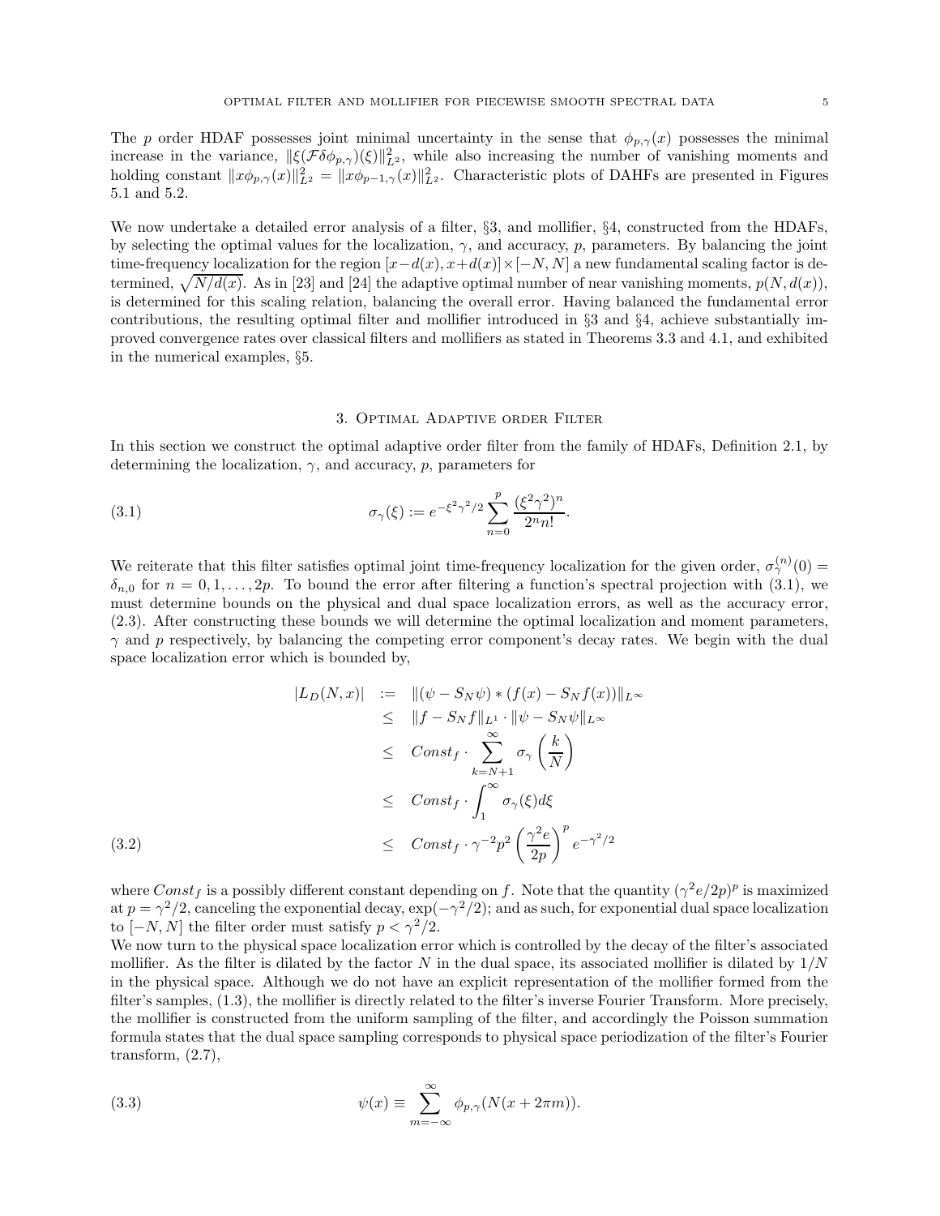The $p$ order HDAF possesses joint minimal uncertainty in the sense that $\phi_{p,\gamma}(x)$ possesses the minimal increase in the variance, $\|\xi(\mathcal{F}\delta\phi_{p,\gamma})(\xi)\|_{L^2}^2$, while also increasing the number of vanishing moments and holding constant $\|x\phi_{p,\gamma}(x)\|_{L^2}^2 = \|x\phi_{p-1,\gamma}(x)\|_{L^2}^2$. Characteristic plots of DAHFs are presented in Figures 5.1 and 5.2.

We now undertake a detailed error analysis of a filter, §3, and mollifier, §4, constructed from the HDAFs, by selecting the optimal values for the localization, $\gamma$, and accuracy, $p$, parameters. By balancing the joint time-frequency localization for the region $[x-d(x), x+d(x)]\times[-N,N]$ a new fundamental scaling factor is determined, $\sqrt{N/d(x)}$. As in [23] and [24] the adaptive optimal number of near vanishing moments, $p(N, d(x))$, is determined for this scaling relation, balancing the overall error. Having balanced the fundamental error contributions, the resulting optimal filter and mollifier introduced in §3 and §4, achieve substantially improved convergence rates over classical filters and mollifiers as stated in Theorems 3.3 and 4.1, and exhibited in the numerical examples, §5.

## 3. Optimal Adaptive order Filter

In this section we construct the optimal adaptive order filter from the family of HDAFs, Definition 2.1, by determining the localization, $\gamma$, and accuracy, $p$, parameters for

$$\sigma_\gamma(\xi) := e^{-\xi^2\gamma^2/2}\sum_{n=0}^{p}\frac{(\xi^2\gamma^2)^n}{2^n n!}. \tag{3.1}$$

We reiterate that this filter satisfies optimal joint time-frequency localization for the given order, $\sigma_\gamma^{(n)}(0) = \delta_{n,0}$ for $n = 0, 1, \ldots, 2p$. To bound the error after filtering a function's spectral projection with (3.1), we must determine bounds on the physical and dual space localization errors, as well as the accuracy error, (2.3). After constructing these bounds we will determine the optimal localization and moment parameters, $\gamma$ and $p$ respectively, by balancing the competing error component's decay rates. We begin with the dual space localization error which is bounded by,

$$\begin{aligned}
|L_D(N,x)| &:= \|(\psi - S_N\psi) * (f(x) - S_N f(x))\|_{L^\infty} \\
&\leq \|f - S_N f\|_{L^1}\cdot\|\psi - S_N\psi\|_{L^\infty} \\
&\leq Const_f \cdot \sum_{k=N+1}^{\infty}\sigma_\gamma\left(\frac{k}{N}\right) \\
&\leq Const_f \cdot \int_1^\infty \sigma_\gamma(\xi)d\xi \\
&\leq Const_f \cdot \gamma^{-2}p^2\left(\frac{\gamma^2 e}{2p}\right)^p e^{-\gamma^2/2}
\end{aligned} \tag{3.2}$$

where $Const_f$ is a possibly different constant depending on $f$. Note that the quantity $(\gamma^2 e/2p)^p$ is maximized at $p = \gamma^2/2$, canceling the exponential decay, $\exp(-\gamma^2/2)$; and as such, for exponential dual space localization to $[-N,N]$ the filter order must satisfy $p < \gamma^2/2$.

We now turn to the physical space localization error which is controlled by the decay of the filter's associated mollifier. As the filter is dilated by the factor $N$ in the dual space, its associated mollifier is dilated by $1/N$ in the physical space. Although we do not have an explicit representation of the mollifier formed from the filter's samples, (1.3), the mollifier is directly related to the filter's inverse Fourier Transform. More precisely, the mollifier is constructed from the uniform sampling of the filter, and accordingly the Poisson summation formula states that the dual space sampling corresponds to physical space periodization of the filter's Fourier transform, (2.7),

$$\psi(x) \equiv \sum_{m=-\infty}^{\infty}\phi_{p,\gamma}(N(x+2\pi m)). \tag{3.3}$$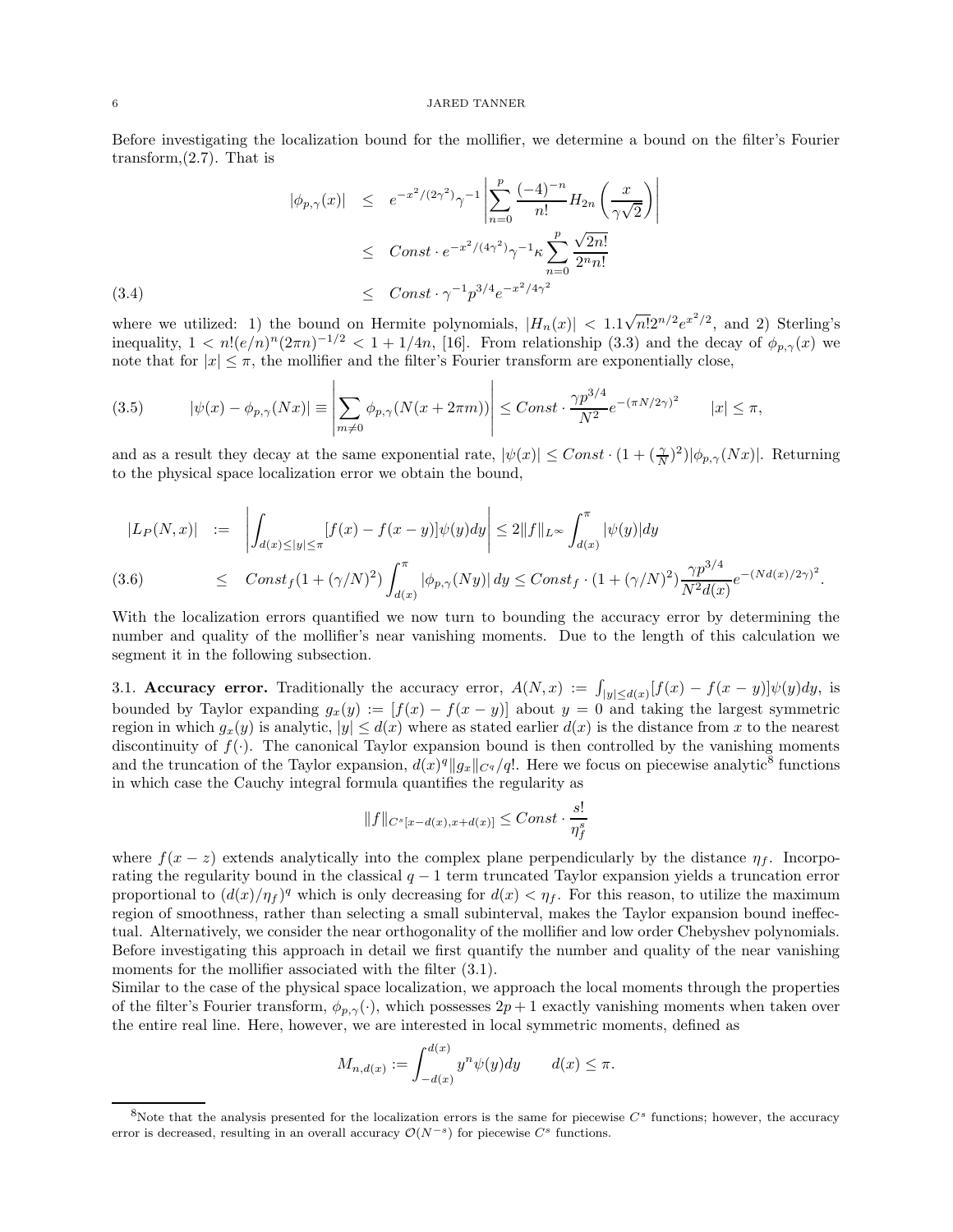Before investigating the localization bound for the mollifier, we determine a bound on the filter's Fourier transform,(2.7). That is

$$
\begin{aligned}
|\phi_{p,\gamma}(x)| &\leq e^{-x^2/(2\gamma^2)}\gamma^{-1}\left|\sum_{n=0}^{p}\frac{(-4)^{-n}}{n!}H_{2n}\left(\frac{x}{\gamma\sqrt{2}}\right)\right| \\
&\leq Const\cdot e^{-x^2/(4\gamma^2)}\gamma^{-1}\kappa\sum_{n=0}^{p}\frac{\sqrt{2n!}}{2^n n!} \\
&\leq Const\cdot \gamma^{-1}p^{3/4}e^{-x^2/4\gamma^2} \qquad (3.4)
\end{aligned}
$$

where we utilized: 1) the bound on Hermite polynomials, $|H_n(x)| < 1.1\sqrt{n!}2^{n/2}e^{x^2/2}$, and 2) Sterling's inequality, $1 < n!(e/n)^n(2\pi n)^{-1/2} < 1 + 1/4n$, [16]. From relationship (3.3) and the decay of $\phi_{p,\gamma}(x)$ we note that for $|x| \leq \pi$, the mollifier and the filter's Fourier transform are exponentially close,

$$
|\psi(x) - \phi_{p,\gamma}(Nx)| \equiv \left|\sum_{m\neq 0}\phi_{p,\gamma}(N(x+2\pi m))\right| \leq Const\cdot\frac{\gamma p^{3/4}}{N^2}e^{-(\pi N/2\gamma)^2} \qquad |x|\leq\pi, \qquad (3.5)
$$

and as a result they decay at the same exponential rate, $|\psi(x)| \leq Const\cdot(1+(\frac{\gamma}{N})^2)|\phi_{p,\gamma}(Nx)|$. Returning to the physical space localization error we obtain the bound,

$$
\begin{aligned}
|L_P(N,x)| &:= \left|\int_{d(x)\leq|y|\leq\pi}[f(x)-f(x-y)]\psi(y)dy\right| \leq 2\|f\|_{L^\infty}\int_{d(x)}^{\pi}|\psi(y)|dy \\
&\leq Const_f(1+(\gamma/N)^2)\int_{d(x)}^{\pi}|\phi_{p,\gamma}(Ny)|\,dy \leq Const_f\cdot(1+(\gamma/N)^2)\frac{\gamma p^{3/4}}{N^2 d(x)}e^{-(Nd(x)/2\gamma)^2}. \qquad (3.6)
\end{aligned}
$$

With the localization errors quantified we now turn to bounding the accuracy error by determining the number and quality of the mollifier's near vanishing moments. Due to the length of this calculation we segment it in the following subsection.

### 3.1. Accuracy error.

Traditionally the accuracy error, $A(N,x) := \int_{|y|\leq d(x)}[f(x)-f(x-y)]\psi(y)dy$, is bounded by Taylor expanding $g_x(y) := [f(x)-f(x-y)]$ about $y=0$ and taking the largest symmetric region in which $g_x(y)$ is analytic, $|y|\leq d(x)$ where as stated earlier $d(x)$ is the distance from $x$ to the nearest discontinuity of $f(\cdot)$. The canonical Taylor expansion bound is then controlled by the vanishing moments and the truncation of the Taylor expansion, $d(x)^q\|g_x\|_{C^q}/q!$. Here we focus on piecewise analytic[8] functions in which case the Cauchy integral formula quantifies the regularity as

$$
\|f\|_{C^s[x-d(x),x+d(x)]} \leq Const\cdot\frac{s!}{\eta_f^s}
$$

where $f(x-z)$ extends analytically into the complex plane perpendicularly by the distance $\eta_f$. Incorporating the regularity bound in the classical $q-1$ term truncated Taylor expansion yields a truncation error proportional to $(d(x)/\eta_f)^q$ which is only decreasing for $d(x) < \eta_f$. For this reason, to utilize the maximum region of smoothness, rather than selecting a small subinterval, makes the Taylor expansion bound ineffectual. Alternatively, we consider the near orthogonality of the mollifier and low order Chebyshev polynomials. Before investigating this approach in detail we first quantify the number and quality of the near vanishing moments for the mollifier associated with the filter (3.1).

Similar to the case of the physical space localization, we approach the local moments through the properties of the filter's Fourier transform, $\phi_{p,\gamma}(\cdot)$, which possesses $2p+1$ exactly vanishing moments when taken over the entire real line. Here, however, we are interested in local symmetric moments, defined as

$$
M_{n,d(x)} := \int_{-d(x)}^{d(x)} y^n\psi(y)dy \qquad d(x)\leq\pi.
$$

[8] Note that the analysis presented for the localization errors is the same for piecewise $C^s$ functions; however, the accuracy error is decreased, resulting in an overall accuracy $\mathcal{O}(N^{-s})$ for piecewise $C^s$ functions.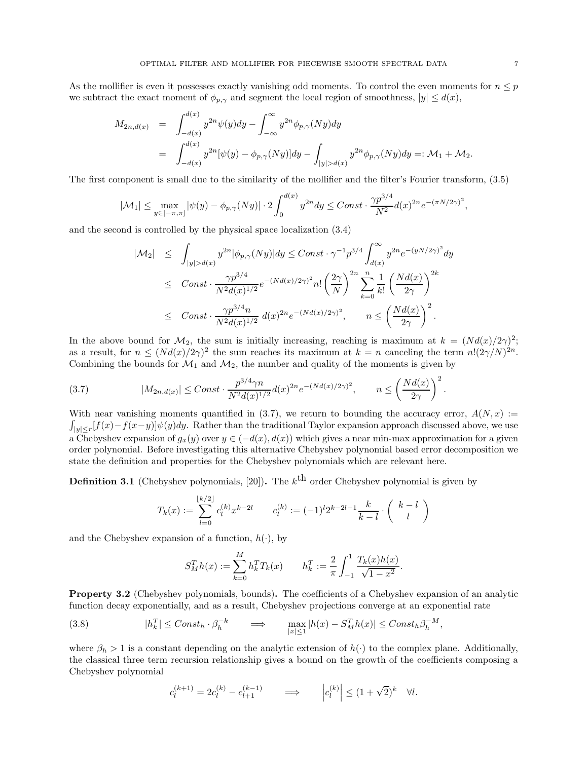As the mollifier is even it possesses exactly vanishing odd moments. To control the even moments for $n \leq p$ we subtract the exact moment of $\phi_{p,\gamma}$ and segment the local region of smoothness, $|y| \leq d(x)$,

$$
\begin{aligned}
M_{2n,d(x)} &= \int_{-d(x)}^{d(x)} y^{2n}\psi(y)dy - \int_{-\infty}^{\infty} y^{2n}\phi_{p,\gamma}(Ny)dy \\
&= \int_{-d(x)}^{d(x)} y^{2n}[\psi(y) - \phi_{p,\gamma}(Ny)]dy - \int_{|y|>d(x)} y^{2n}\phi_{p,\gamma}(Ny)dy =: \mathcal{M}_1 + \mathcal{M}_2.
\end{aligned}
$$

The first component is small due to the similarity of the mollifier and the filter's Fourier transform, (3.5)

$$
|\mathcal{M}_1| \leq \max_{y\in[-\pi,\pi]} |\psi(y) - \phi_{p,\gamma}(Ny)| \cdot 2\int_0^{d(x)} y^{2n}dy \leq Const \cdot \frac{\gamma p^{3/4}}{N^2} d(x)^{2n} e^{-(\pi N/2\gamma)^2},
$$

and the second is controlled by the physical space localization (3.4)

$$
\begin{aligned}
|\mathcal{M}_2| &\leq \int_{|y|>d(x)} y^{2n}|\phi_{p,\gamma}(Ny)|dy \leq Const \cdot \gamma^{-1}p^{3/4}\int_{d(x)}^{\infty} y^{2n}e^{-(yN/2\gamma)^2}dy \\
&\leq Const \cdot \frac{\gamma p^{3/4}}{N^2 d(x)^{1/2}} e^{-(Nd(x)/2\gamma)^2} n! \left(\frac{2\gamma}{N}\right)^{2n} \sum_{k=0}^{n} \frac{1}{k!}\left(\frac{Nd(x)}{2\gamma}\right)^{2k} \\
&\leq Const \cdot \frac{\gamma p^{3/4} n}{N^2 d(x)^{1/2}}\, d(x)^{2n} e^{-(Nd(x)/2\gamma)^2}, \qquad n \leq \left(\frac{Nd(x)}{2\gamma}\right)^2.
\end{aligned}
$$

In the above bound for $\mathcal{M}_2$, the sum is initially increasing, reaching is maximum at $k = (Nd(x)/2\gamma)^2$; as a result, for $n \leq (Nd(x)/2\gamma)^2$ the sum reaches its maximum at $k = n$ canceling the term $n!(2\gamma/N)^{2n}$. Combining the bounds for $\mathcal{M}_1$ and $\mathcal{M}_2$, the number and quality of the moments is given by

$$
|M_{2n,d(x)}| \leq Const \cdot \frac{p^{3/4}\gamma n}{N^2 d(x)^{1/2}} d(x)^{2n} e^{-(Nd(x)/2\gamma)^2}, \qquad n \leq \left(\frac{Nd(x)}{2\gamma}\right)^2. \tag{3.7}
$$

With near vanishing moments quantified in (3.7), we return to bounding the accuracy error, $A(N,x) := \int_{|y|\leq r}[f(x) - f(x-y)]\psi(y)dy$. Rather than the traditional Taylor expansion approach discussed above, we use a Chebyshev expansion of $g_x(y)$ over $y \in (-d(x), d(x))$ which gives a near min-max approximation for a given order polynomial. Before investigating this alternative Chebyshev polynomial based error decomposition we state the definition and properties for the Chebyshev polynomials which are relevant here.

**Definition 3.1** (Chebyshev polynomials, [20]). The $k^{\text{th}}$ order Chebyshev polynomial is given by

$$
T_k(x) := \sum_{l=0}^{\lfloor k/2 \rfloor} c_l^{(k)} x^{k-2l} \qquad c_l^{(k)} := (-1)^l 2^{k-2l-1}\frac{k}{k-l} \cdot \begin{pmatrix} k-l \\ l \end{pmatrix}
$$

and the Chebyshev expansion of a function, $h(\cdot)$, by

$$
S_M^T h(x) := \sum_{k=0}^{M} h_k^T T_k(x) \qquad h_k^T := \frac{2}{\pi}\int_{-1}^{1} \frac{T_k(x)h(x)}{\sqrt{1-x^2}}.
$$

**Property 3.2** (Chebyshev polynomials, bounds). The coefficients of a Chebyshev expansion of an analytic function decay exponentially, and as a result, Chebyshev projections converge at an exponential rate

$$
|h_k^T| \leq Const_h \cdot \beta_h^{-k} \qquad \Longrightarrow \qquad \max_{|x|\leq 1} |h(x) - S_M^T h(x)| \leq Const_h \beta_h^{-M}, \tag{3.8}
$$

where $\beta_h > 1$ is a constant depending on the analytic extension of $h(\cdot)$ to the complex plane. Additionally, the classical three term recursion relationship gives a bound on the growth of the coefficients composing a Chebyshev polynomial

$$
c_l^{(k+1)} = 2c_l^{(k)} - c_{l+1}^{(k-1)} \qquad \Longrightarrow \qquad \left|c_l^{(k)}\right| \leq (1+\sqrt{2})^k \quad \forall l.
$$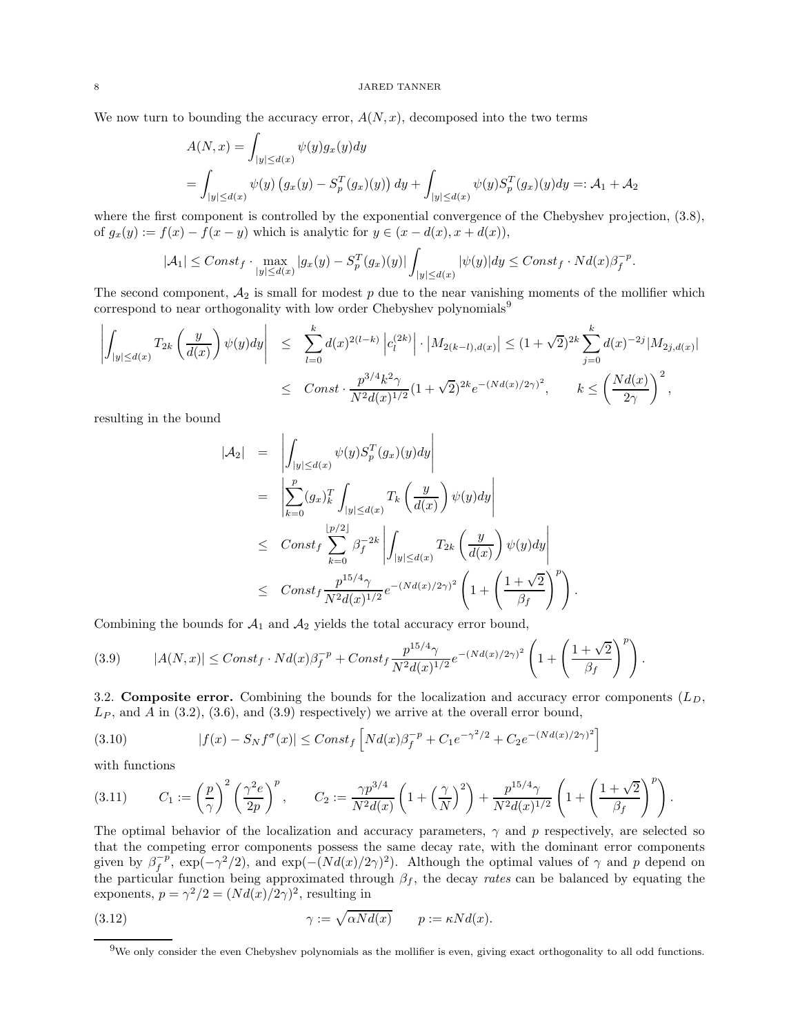We now turn to bounding the accuracy error, $A(N,x)$, decomposed into the two terms

$$
\begin{aligned}
A(N,x) &= \int_{|y|\le d(x)} \psi(y) g_x(y) dy \\
&= \int_{|y|\le d(x)} \psi(y)\left(g_x(y) - S_p^T(g_x)(y)\right) dy + \int_{|y|\le d(x)} \psi(y) S_p^T(g_x)(y) dy =: \mathcal{A}_1 + \mathcal{A}_2
\end{aligned}
$$

where the first component is controlled by the exponential convergence of the Chebyshev projection, (3.8), of $g_x(y) := f(x) - f(x-y)$ which is analytic for $y \in (x - d(x), x + d(x))$,

$$
|\mathcal{A}_1| \le Const_f \cdot \max_{|y|\le d(x)} |g_x(y) - S_p^T(g_x)(y)| \int_{|y|\le d(x)} |\psi(y)| dy \le Const_f \cdot N d(x) \beta_f^{-p}.
$$

The second component, $\mathcal{A}_2$ is small for modest $p$ due to the near vanishing moments of the mollifier which correspond to near orthogonality with low order Chebyshev polynomials[9]

$$
\begin{aligned}
\left| \int_{|y|\le d(x)} T_{2k}\left(\frac{y}{d(x)}\right) \psi(y) dy \right| &\le \sum_{l=0}^{k} d(x)^{2(l-k)} \left| c_l^{(2k)} \right| \cdot \left| M_{2(k-l),d(x)} \right| \le (1+\sqrt{2})^{2k} \sum_{j=0}^{k} d(x)^{-2j} |M_{2j,d(x)}| \\
&\le Const \cdot \frac{p^{3/4} k^2 \gamma}{N^2 d(x)^{1/2}} (1+\sqrt{2})^{2k} e^{-(Nd(x)/2\gamma)^2}, \qquad k \le \left(\frac{Nd(x)}{2\gamma}\right)^2,
\end{aligned}
$$

resulting in the bound

$$
\begin{aligned}
|\mathcal{A}_2| &= \left| \int_{|y|\le d(x)} \psi(y) S_p^T(g_x)(y) dy \right| \\
&= \left| \sum_{k=0}^{p} (g_x)_k^T \int_{|y|\le d(x)} T_k\left(\frac{y}{d(x)}\right) \psi(y) dy \right| \\
&\le Const_f \sum_{k=0}^{\lfloor p/2 \rfloor} \beta_f^{-2k} \left| \int_{|y|\le d(x)} T_{2k}\left(\frac{y}{d(x)}\right) \psi(y) dy \right| \\
&\le Const_f \frac{p^{15/4}\gamma}{N^2 d(x)^{1/2}} e^{-(Nd(x)/2\gamma)^2} \left(1 + \left(\frac{1+\sqrt{2}}{\beta_f}\right)^p\right).
\end{aligned}
$$

Combining the bounds for $\mathcal{A}_1$ and $\mathcal{A}_2$ yields the total accuracy error bound,

$$
(3.9) \qquad |A(N,x)| \le Const_f \cdot N d(x) \beta_f^{-p} + Const_f \frac{p^{15/4}\gamma}{N^2 d(x)^{1/2}} e^{-(Nd(x)/2\gamma)^2} \left(1 + \left(\frac{1+\sqrt{2}}{\beta_f}\right)^p\right).
$$

3.2. **Composite error.** Combining the bounds for the localization and accuracy error components ($L_D$, $L_P$, and $A$ in (3.2), (3.6), and (3.9) respectively) we arrive at the overall error bound,

$$
(3.10) \qquad |f(x) - S_N f^\sigma(x)| \le Const_f \left[ N d(x) \beta_f^{-p} + C_1 e^{-\gamma^2/2} + C_2 e^{-(Nd(x)/2\gamma)^2} \right]
$$

with functions

$$
(3.11) \qquad C_1 := \left(\frac{p}{\gamma}\right)^2 \left(\frac{\gamma^2 e}{2p}\right)^p, \qquad C_2 := \frac{\gamma p^{3/4}}{N^2 d(x)} \left(1 + \left(\frac{\gamma}{N}\right)^2\right) + \frac{p^{15/4}\gamma}{N^2 d(x)^{1/2}} \left(1 + \left(\frac{1+\sqrt{2}}{\beta_f}\right)^p\right).
$$

The optimal behavior of the localization and accuracy parameters, $\gamma$ and $p$ respectively, are selected so that the competing error components possess the same decay rate, with the dominant error components given by $\beta_f^{-p}$, $\exp(-\gamma^2/2)$, and $\exp(-(Nd(x)/2\gamma)^2)$. Although the optimal values of $\gamma$ and $p$ depend on the particular function being approximated through $\beta_f$, the decay *rates* can be balanced by equating the exponents, $p = \gamma^2/2 = (Nd(x)/2\gamma)^2$, resulting in

$$
(3.12) \qquad \gamma := \sqrt{\alpha N d(x)} \qquad p := \kappa N d(x).
$$

[9]We only consider the even Chebyshev polynomials as the mollifier is even, giving exact orthogonality to all odd functions.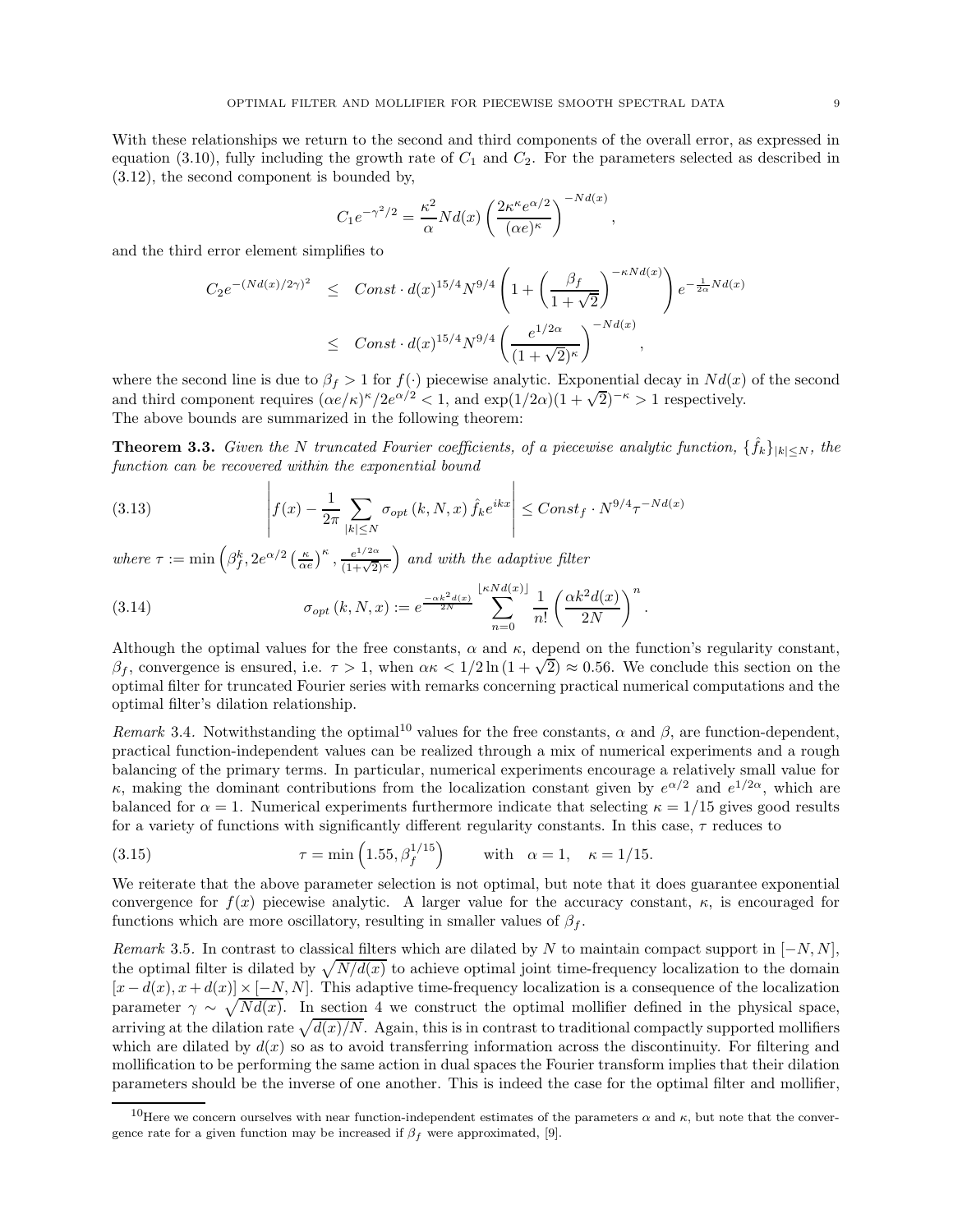With these relationships we return to the second and third components of the overall error, as expressed in equation (3.10), fully including the growth rate of $C_1$ and $C_2$. For the parameters selected as described in (3.12), the second component is bounded by,

$$C_1 e^{-\gamma^2/2} = \frac{\kappa^2}{\alpha} N d(x) \left( \frac{2\kappa^\kappa e^{\alpha/2}}{(\alpha e)^\kappa} \right)^{-Nd(x)},$$

and the third error element simplifies to

$$\begin{aligned} C_2 e^{-(Nd(x)/2\gamma)^2} &\leq Const \cdot d(x)^{15/4} N^{9/4} \left( 1 + \left( \frac{\beta_f}{1+\sqrt{2}} \right)^{-\kappa N d(x)} \right) e^{-\frac{1}{2\alpha} N d(x)} \\ &\leq Const \cdot d(x)^{15/4} N^{9/4} \left( \frac{e^{1/2\alpha}}{(1+\sqrt{2})^\kappa} \right)^{-Nd(x)}, \end{aligned}$$

where the second line is due to $\beta_f > 1$ for $f(\cdot)$ piecewise analytic. Exponential decay in $Nd(x)$ of the second and third component requires $(\alpha e/\kappa)^\kappa / 2e^{\alpha/2} < 1$, and $\exp(1/2\alpha)(1+\sqrt{2})^{-\kappa} > 1$ respectively.
The above bounds are summarized in the following theorem:

**Theorem 3.3.** *Given the N truncated Fourier coefficients, of a piecewise analytic function, $\{\hat{f}_k\}_{|k|\leq N}$, the function can be recovered within the exponential bound*

$$\left| f(x) - \frac{1}{2\pi} \sum_{|k|\leq N} \sigma_{opt}(k, N, x) \hat{f}_k e^{ikx} \right| \leq Const_f \cdot N^{9/4} \tau^{-Nd(x)} \tag{3.13}$$

*where* $\tau := \min\left( \beta_f^\kappa, 2e^{\alpha/2} \left(\frac{\kappa}{\alpha e}\right)^\kappa, \frac{e^{1/2\alpha}}{(1+\sqrt{2})^\kappa} \right)$ *and with the adaptive filter*

$$\sigma_{opt}(k, N, x) := e^{\frac{-\alpha k^2 d(x)}{2N}} \sum_{n=0}^{\lfloor \kappa N d(x) \rfloor} \frac{1}{n!} \left( \frac{\alpha k^2 d(x)}{2N} \right)^n. \tag{3.14}$$

Although the optimal values for the free constants, $\alpha$ and $\kappa$, depend on the function's regularity constant, $\beta_f$, convergence is ensured, i.e. $\tau > 1$, when $\alpha\kappa < 1/2 \ln(1+\sqrt{2}) \approx 0.56$. We conclude this section on the optimal filter for truncated Fourier series with remarks concerning practical numerical computations and the optimal filter's dilation relationship.

*Remark* 3.4. Notwithstanding the optimal[10] values for the free constants, $\alpha$ and $\beta$, are function-dependent, practical function-independent values can be realized through a mix of numerical experiments and a rough balancing of the primary terms. In particular, numerical experiments encourage a relatively small value for $\kappa$, making the dominant contributions from the localization constant given by $e^{\alpha/2}$ and $e^{1/2\alpha}$, which are balanced for $\alpha = 1$. Numerical experiments furthermore indicate that selecting $\kappa = 1/15$ gives good results for a variety of functions with significantly different regularity constants. In this case, $\tau$ reduces to

$$\tau = \min\left(1.55, \beta_f^{1/15}\right) \qquad \text{with} \quad \alpha = 1, \quad \kappa = 1/15. \tag{3.15}$$

We reiterate that the above parameter selection is not optimal, but note that it does guarantee exponential convergence for $f(x)$ piecewise analytic. A larger value for the accuracy constant, $\kappa$, is encouraged for functions which are more oscillatory, resulting in smaller values of $\beta_f$.

*Remark* 3.5. In contrast to classical filters which are dilated by $N$ to maintain compact support in $[-N, N]$, the optimal filter is dilated by $\sqrt{N/d(x)}$ to achieve optimal joint time-frequency localization to the domain $[x - d(x), x + d(x)] \times [-N, N]$. This adaptive time-frequency localization is a consequence of the localization parameter $\gamma \sim \sqrt{Nd(x)}$. In section 4 we construct the optimal mollifier defined in the physical space, arriving at the dilation rate $\sqrt{d(x)/N}$. Again, this is in contrast to traditional compactly supported mollifiers which are dilated by $d(x)$ so as to avoid transferring information across the discontinuity. For filtering and mollification to be performing the same action in dual spaces the Fourier transform implies that their dilation parameters should be the inverse of one another. This is indeed the case for the optimal filter and mollifier,

[10] Here we concern ourselves with near function-independent estimates of the parameters $\alpha$ and $\kappa$, but note that the convergence rate for a given function may be increased if $\beta_f$ were approximated, [9].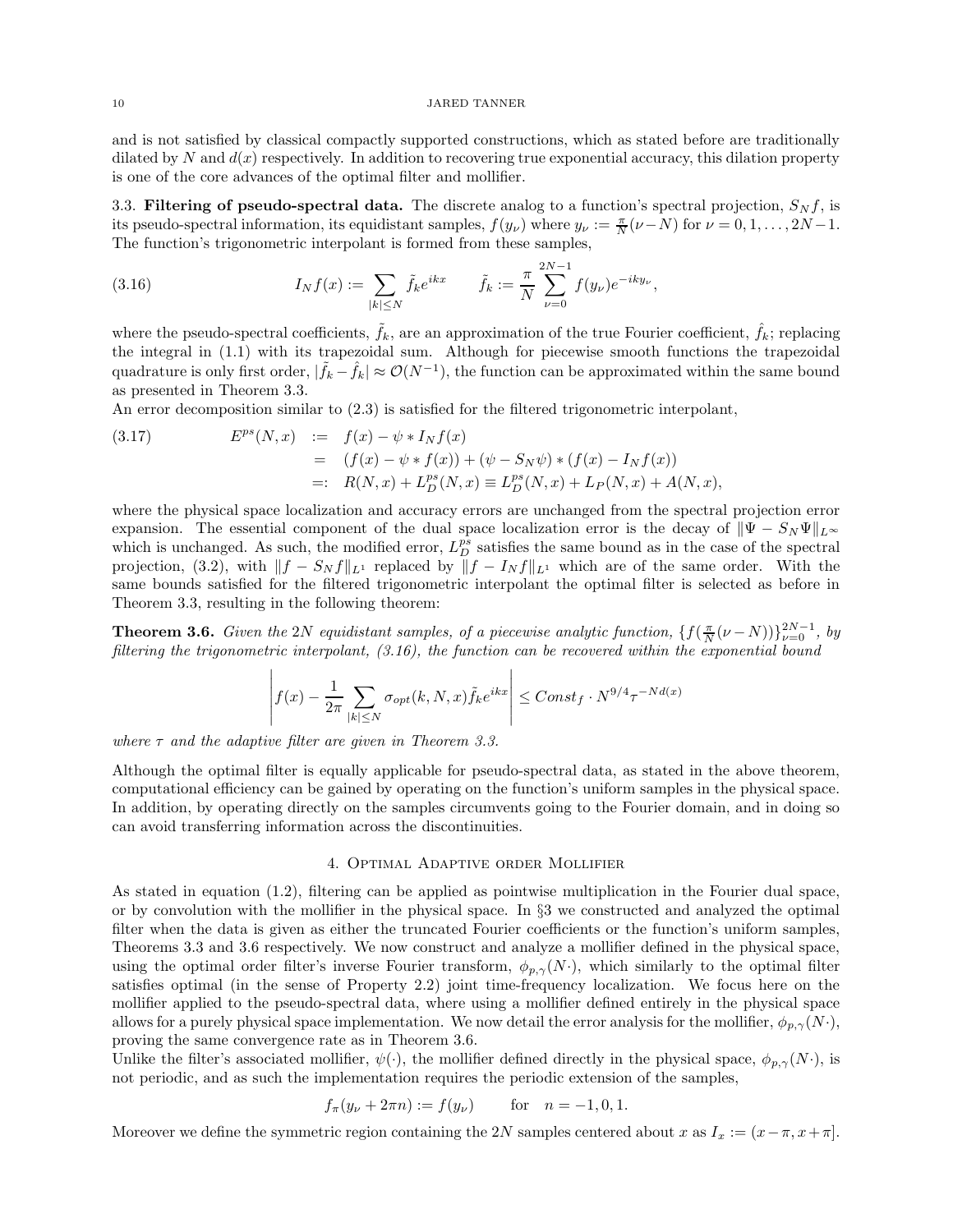and is not satisfied by classical compactly supported constructions, which as stated before are traditionally dilated by $N$ and $d(x)$ respectively. In addition to recovering true exponential accuracy, this dilation property is one of the core advances of the optimal filter and mollifier.

### 3.3. Filtering of pseudo-spectral data.

The discrete analog to a function's spectral projection, $S_N f$, is its pseudo-spectral information, its equidistant samples, $f(y_\nu)$ where $y_\nu := \frac{\pi}{N}(\nu - N)$ for $\nu = 0, 1, \ldots, 2N-1$. The function's trigonometric interpolant is formed from these samples,

$$I_N f(x) := \sum_{|k|\le N} \tilde{f}_k e^{ikx} \qquad \tilde{f}_k := \frac{\pi}{N}\sum_{\nu=0}^{2N-1} f(y_\nu)e^{-iky_\nu}, \tag{3.16}$$

where the pseudo-spectral coefficients, $\tilde{f}_k$, are an approximation of the true Fourier coefficient, $\hat{f}_k$; replacing the integral in (1.1) with its trapezoidal sum. Although for piecewise smooth functions the trapezoidal quadrature is only first order, $|\tilde{f}_k - \hat{f}_k| \approx \mathcal{O}(N^{-1})$, the function can be approximated within the same bound as presented in Theorem 3.3.

An error decomposition similar to (2.3) is satisfied for the filtered trigonometric interpolant,

$$\begin{aligned} E^{ps}(N,x) &:= f(x) - \psi * I_N f(x) \\ &= (f(x) - \psi * f(x)) + (\psi - S_N\psi) * (f(x) - I_N f(x)) \\ &=: R(N,x) + L_D^{ps}(N,x) \equiv L_D^{ps}(N,x) + L_P(N,x) + A(N,x), \end{aligned} \tag{3.17}$$

where the physical space localization and accuracy errors are unchanged from the spectral projection error expansion. The essential component of the dual space localization error is the decay of $\|\Psi - S_N\Psi\|_{L^\infty}$ which is unchanged. As such, the modified error, $L_D^{ps}$ satisfies the same bound as in the case of the spectral projection, (3.2), with $\|f - S_N f\|_{L^1}$ replaced by $\|f - I_N f\|_{L^1}$ which are of the same order. With the same bounds satisfied for the filtered trigonometric interpolant the optimal filter is selected as before in Theorem 3.3, resulting in the following theorem:

**Theorem 3.6.** *Given the $2N$ equidistant samples, of a piecewise analytic function, $\{f(\frac{\pi}{N}(\nu - N))\}_{\nu=0}^{2N-1}$, by filtering the trigonometric interpolant, (3.16), the function can be recovered within the exponential bound*

$$\left| f(x) - \frac{1}{2\pi}\sum_{|k|\le N} \sigma_{opt}(k,N,x)\tilde{f}_k e^{ikx} \right| \le Const_f \cdot N^{9/4}\tau^{-Nd(x)}$$

*where $\tau$ and the adaptive filter are given in Theorem 3.3.*

Although the optimal filter is equally applicable for pseudo-spectral data, as stated in the above theorem, computational efficiency can be gained by operating on the function's uniform samples in the physical space. In addition, by operating directly on the samples circumvents going to the Fourier domain, and in doing so can avoid transferring information across the discontinuities.

## 4. Optimal Adaptive order Mollifier

As stated in equation (1.2), filtering can be applied as pointwise multiplication in the Fourier dual space, or by convolution with the mollifier in the physical space. In §3 we constructed and analyzed the optimal filter when the data is given as either the truncated Fourier coefficients or the function's uniform samples, Theorems 3.3 and 3.6 respectively. We now construct and analyze a mollifier defined in the physical space, using the optimal order filter's inverse Fourier transform, $\phi_{p,\gamma}(N\cdot)$, which similarly to the optimal filter satisfies optimal (in the sense of Property 2.2) joint time-frequency localization. We focus here on the mollifier applied to the pseudo-spectral data, where using a mollifier defined entirely in the physical space allows for a purely physical space implementation. We now detail the error analysis for the mollifier, $\phi_{p,\gamma}(N\cdot)$, proving the same convergence rate as in Theorem 3.6.

Unlike the filter's associated mollifier, $\psi(\cdot)$, the mollifier defined directly in the physical space, $\phi_{p,\gamma}(N\cdot)$, is not periodic, and as such the implementation requires the periodic extension of the samples,

$$f_\pi(y_\nu + 2\pi n) := f(y_\nu) \qquad \text{for} \quad n = -1, 0, 1.$$

Moreover we define the symmetric region containing the $2N$ samples centered about $x$ as $I_x := (x - \pi, x + \pi]$.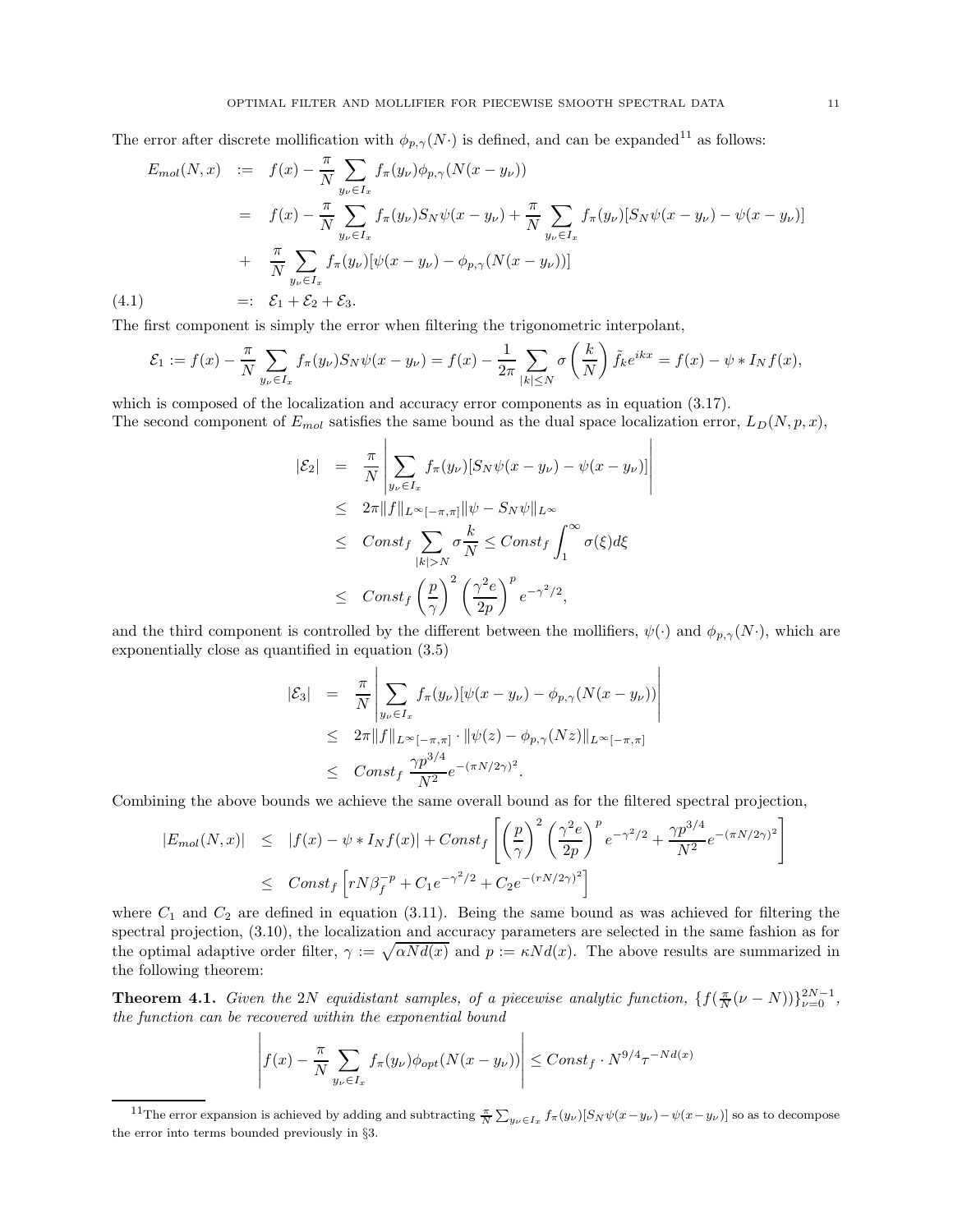The error after discrete mollification with $\phi_{p,\gamma}(N\cdot)$ is defined, and can be expanded[11] as follows:

$$
\begin{aligned}
E_{mol}(N,x) \;&:=\; f(x) - \frac{\pi}{N}\sum_{y_\nu \in I_x} f_\pi(y_\nu)\phi_{p,\gamma}(N(x-y_\nu)) \\
&= \; f(x) - \frac{\pi}{N}\sum_{y_\nu \in I_x} f_\pi(y_\nu) S_N\psi(x-y_\nu) + \frac{\pi}{N}\sum_{y_\nu \in I_x} f_\pi(y_\nu)[S_N\psi(x-y_\nu) - \psi(x-y_\nu)] \\
&+ \; \frac{\pi}{N}\sum_{y_\nu \in I_x} f_\pi(y_\nu)[\psi(x-y_\nu) - \phi_{p,\gamma}(N(x-y_\nu))] \\
&=: \; \mathcal{E}_1 + \mathcal{E}_2 + \mathcal{E}_3. 
\end{aligned} \tag{4.1}
$$

The first component is simply the error when filtering the trigonometric interpolant,

$$
\mathcal{E}_1 := f(x) - \frac{\pi}{N}\sum_{y_\nu \in I_x} f_\pi(y_\nu) S_N\psi(x-y_\nu) = f(x) - \frac{1}{2\pi}\sum_{|k|\le N}\sigma\left(\frac{k}{N}\right)\tilde{f}_k e^{ikx} = f(x) - \psi * I_N f(x),
$$

which is composed of the localization and accuracy error components as in equation (3.17).
The second component of $E_{mol}$ satisfies the same bound as the dual space localization error, $L_D(N,p,x)$,

$$
\begin{aligned}
|\mathcal{E}_2| &= \frac{\pi}{N}\left|\sum_{y_\nu \in I_x} f_\pi(y_\nu)[S_N\psi(x-y_\nu) - \psi(x-y_\nu)]\right| \\
&\le 2\pi\|f\|_{L^\infty[-\pi,\pi]}\|\psi - S_N\psi\|_{L^\infty} \\
&\le Const_f \sum_{|k|>N}\sigma\frac{k}{N} \le Const_f \int_1^\infty \sigma(\xi)d\xi \\
&\le Const_f \left(\frac{p}{\gamma}\right)^2\left(\frac{\gamma^2 e}{2p}\right)^p e^{-\gamma^2/2},
\end{aligned}
$$

and the third component is controlled by the different between the mollifiers, $\psi(\cdot)$ and $\phi_{p,\gamma}(N\cdot)$, which are exponentially close as quantified in equation (3.5)

$$
\begin{aligned}
|\mathcal{E}_3| &= \frac{\pi}{N}\left|\sum_{y_\nu \in I_x} f_\pi(y_\nu)[\psi(x-y_\nu) - \phi_{p,\gamma}(N(x-y_\nu))]\right| \\
&\le 2\pi\|f\|_{L^\infty[-\pi,\pi]}\cdot\|\psi(z) - \phi_{p,\gamma}(Nz)\|_{L^\infty[-\pi,\pi]} \\
&\le Const_f\,\frac{\gamma p^{3/4}}{N^2}e^{-(\pi N/2\gamma)^2}.
\end{aligned}
$$

Combining the above bounds we achieve the same overall bound as for the filtered spectral projection,

$$
\begin{aligned}
|E_{mol}(N,x)| &\le |f(x) - \psi * I_N f(x)| + Const_f\left[\left(\frac{p}{\gamma}\right)^2\left(\frac{\gamma^2 e}{2p}\right)^p e^{-\gamma^2/2} + \frac{\gamma p^{3/4}}{N^2}e^{-(\pi N/2\gamma)^2}\right] \\
&\le Const_f\left[rN\beta_f^{-p} + C_1 e^{-\gamma^2/2} + C_2 e^{-(rN/2\gamma)^2}\right]
\end{aligned}
$$

where $C_1$ and $C_2$ are defined in equation (3.11). Being the same bound as was achieved for filtering the spectral projection, (3.10), the localization and accuracy parameters are selected in the same fashion as for the optimal adaptive order filter, $\gamma := \sqrt{\alpha N d(x)}$ and $p := \kappa N d(x)$. The above results are summarized in the following theorem:

**Theorem 4.1.** *Given the* $2N$ *equidistant samples, of a piecewise analytic function,* $\{f(\frac{\pi}{N}(\nu - N))\}_{\nu=0}^{2N-1}$*, the function can be recovered within the exponential bound*

$$
\left| f(x) - \frac{\pi}{N}\sum_{y_\nu \in I_x} f_\pi(y_\nu)\phi_{opt}(N(x-y_\nu))\right| \le Const_f \cdot N^{9/4}\tau^{-Nd(x)}
$$

[11] The error expansion is achieved by adding and subtracting $\frac{\pi}{N}\sum_{y_\nu \in I_x} f_\pi(y_\nu)[S_N\psi(x-y_\nu) - \psi(x-y_\nu)]$ so as to decompose the error into terms bounded previously in §3.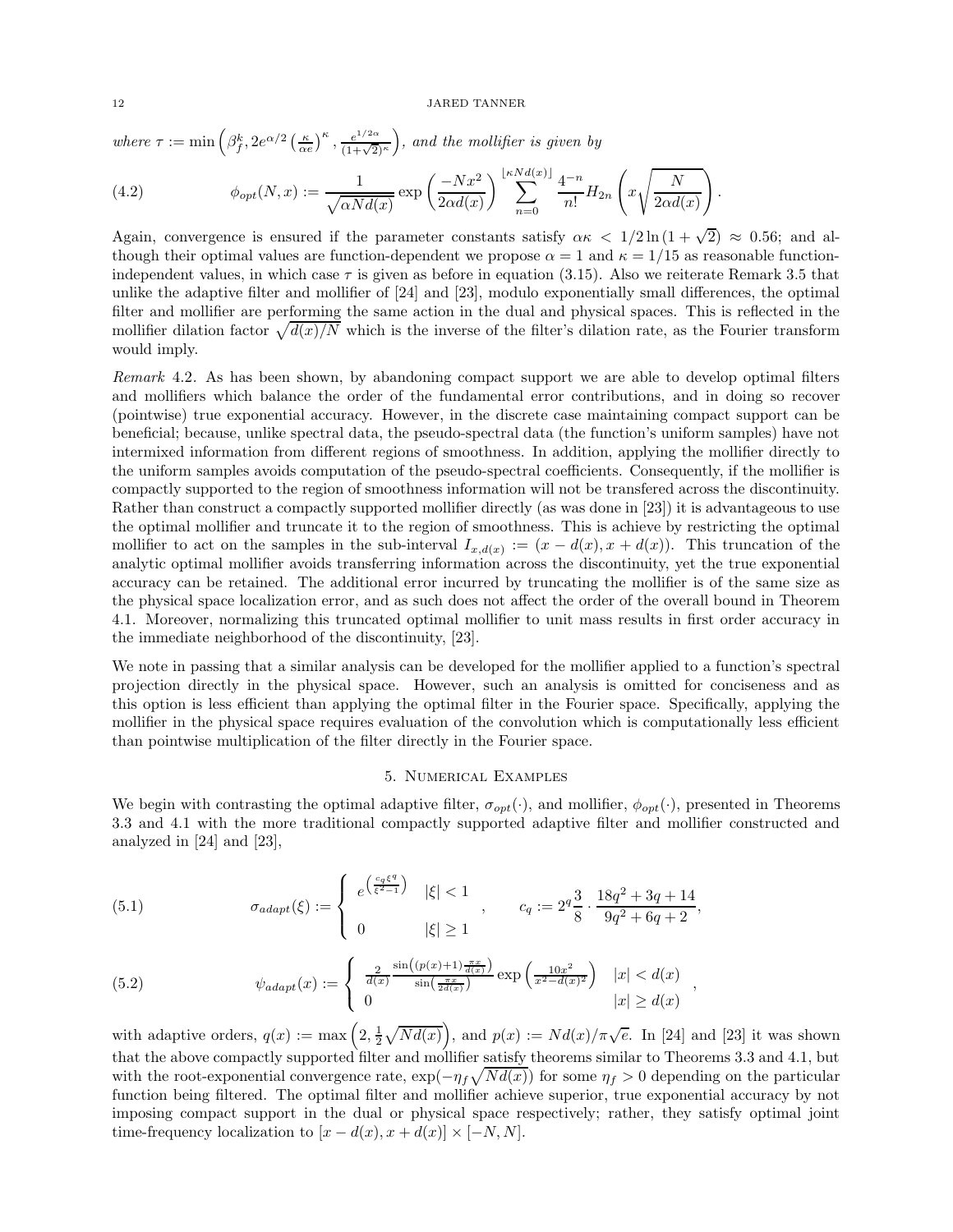*where* $\tau := \min\left(\beta_f^k, 2e^{\alpha/2}\left(\frac{\kappa}{\alpha e}\right)^\kappa, \frac{e^{1/2\alpha}}{(1+\sqrt{2})^\kappa}\right)$*, and the mollifier is given by*

$$\phi_{opt}(N,x) := \frac{1}{\sqrt{\alpha N d(x)}} \exp\left(\frac{-Nx^2}{2\alpha d(x)}\right) \sum_{n=0}^{\lfloor \kappa N d(x) \rfloor} \frac{4^{-n}}{n!} H_{2n}\left(x\sqrt{\frac{N}{2\alpha d(x)}}\right). \tag{4.2}$$

Again, convergence is ensured if the parameter constants satisfy $\alpha\kappa < 1/2\ln(1+\sqrt{2}) \approx 0.56$; and although their optimal values are function-dependent we propose $\alpha = 1$ and $\kappa = 1/15$ as reasonable function-independent values, in which case $\tau$ is given as before in equation (3.15). Also we reiterate Remark 3.5 that unlike the adaptive filter and mollifier of [24] and [23], modulo exponentially small differences, the optimal filter and mollifier are performing the same action in the dual and physical spaces. This is reflected in the mollifier dilation factor $\sqrt{d(x)/N}$ which is the inverse of the filter's dilation rate, as the Fourier transform would imply.

*Remark* 4.2. As has been shown, by abandoning compact support we are able to develop optimal filters and mollifiers which balance the order of the fundamental error contributions, and in doing so recover (pointwise) true exponential accuracy. However, in the discrete case maintaining compact support can be beneficial; because, unlike spectral data, the pseudo-spectral data (the function's uniform samples) have not intermixed information from different regions of smoothness. In addition, applying the mollifier directly to the uniform samples avoids computation of the pseudo-spectral coefficients. Consequently, if the mollifier is compactly supported to the region of smoothness information will not be transfered across the discontinuity. Rather than construct a compactly supported mollifier directly (as was done in [23]) it is advantageous to use the optimal mollifier and truncate it to the region of smoothness. This is achieve by restricting the optimal mollifier to act on the samples in the sub-interval $I_{x,d(x)} := (x - d(x), x + d(x))$. This truncation of the analytic optimal mollifier avoids transferring information across the discontinuity, yet the true exponential accuracy can be retained. The additional error incurred by truncating the mollifier is of the same size as the physical space localization error, and as such does not affect the order of the overall bound in Theorem 4.1. Moreover, normalizing this truncated optimal mollifier to unit mass results in first order accuracy in the immediate neighborhood of the discontinuity, [23].

We note in passing that a similar analysis can be developed for the mollifier applied to a function's spectral projection directly in the physical space. However, such an analysis is omitted for conciseness and as this option is less efficient than applying the optimal filter in the Fourier space. Specifically, applying the mollifier in the physical space requires evaluation of the convolution which is computationally less efficient than pointwise multiplication of the filter directly in the Fourier space.

## 5. Numerical Examples

We begin with contrasting the optimal adaptive filter, $\sigma_{opt}(\cdot)$, and mollifier, $\phi_{opt}(\cdot)$, presented in Theorems 3.3 and 4.1 with the more traditional compactly supported adaptive filter and mollifier constructed and analyzed in [24] and [23],

$$\sigma_{adapt}(\xi) := \begin{cases} e^{\left(\frac{c_q \xi^q}{\xi^2 - 1}\right)} & |\xi| < 1 \\ 0 & |\xi| \geq 1 \end{cases}, \qquad c_q := 2^q \frac{3}{8} \cdot \frac{18q^2 + 3q + 14}{9q^2 + 6q + 2}, \tag{5.1}$$

$$\psi_{adapt}(x) := \begin{cases} \frac{2}{d(x)} \frac{\sin\left((p(x)+1)\frac{\pi x}{d(x)}\right)}{\sin\left(\frac{\pi x}{2d(x)}\right)} \exp\left(\frac{10x^2}{x^2 - d(x)^2}\right) & |x| < d(x) \\ 0 & |x| \geq d(x) \end{cases}, \tag{5.2}$$

with adaptive orders, $q(x) := \max\left(2, \frac{1}{2}\sqrt{Nd(x)}\right)$, and $p(x) := Nd(x)/\pi\sqrt{e}$. In [24] and [23] it was shown that the above compactly supported filter and mollifier satisfy theorems similar to Theorems 3.3 and 4.1, but with the root-exponential convergence rate, $\exp(-\eta_f\sqrt{Nd(x)})$ for some $\eta_f > 0$ depending on the particular function being filtered. The optimal filter and mollifier achieve superior, true exponential accuracy by not imposing compact support in the dual or physical space respectively; rather, they satisfy optimal joint time-frequency localization to $[x - d(x), x + d(x)] \times [-N, N]$.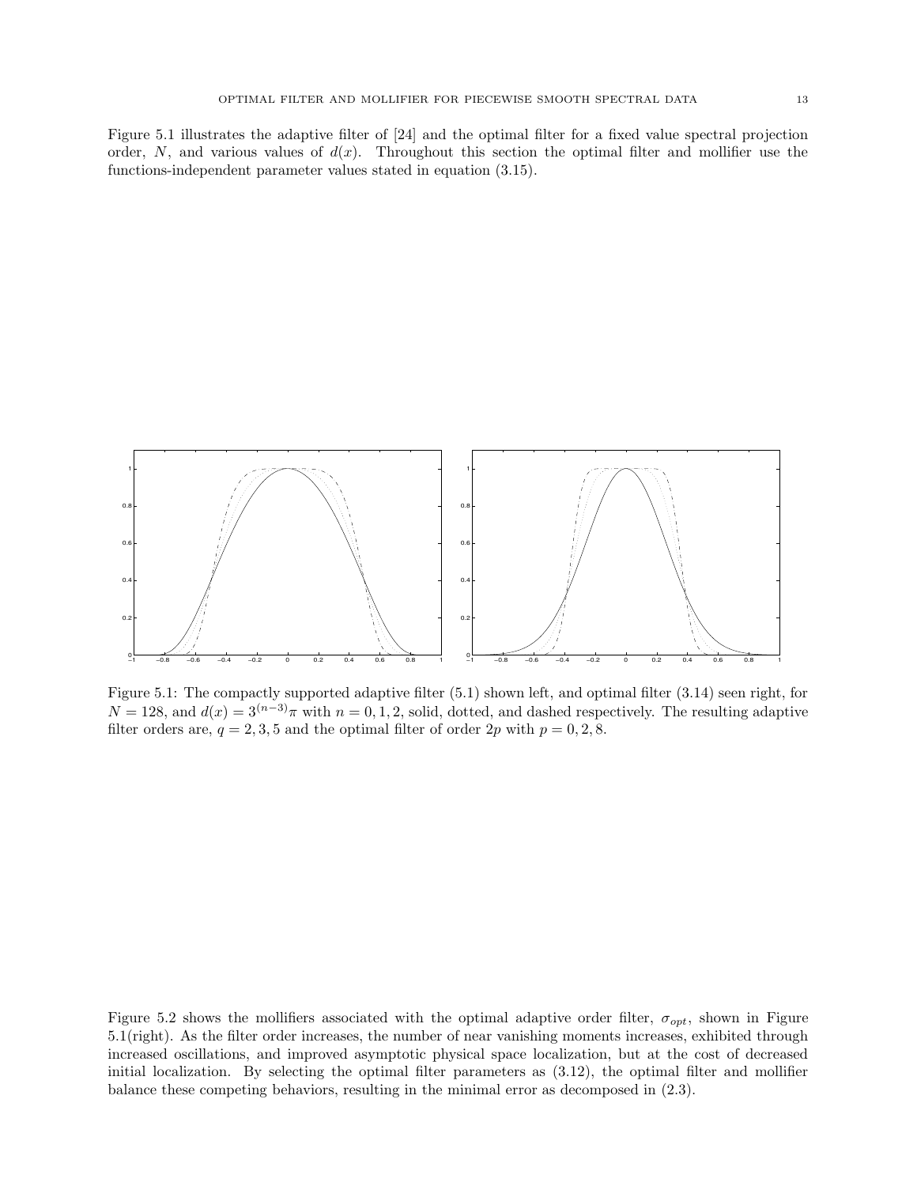Figure 5.1 illustrates the adaptive filter of [24] and the optimal filter for a fixed value spectral projection order, $N$, and various values of $d(x)$. Throughout this section the optimal filter and mollifier use the functions-independent parameter values stated in equation (3.15).

Figure 5.1: The compactly supported adaptive filter (5.1) shown left, and optimal filter (3.14) seen right, for $N = 128$, and $d(x) = 3^{(n-3)}\pi$ with $n = 0, 1, 2$, solid, dotted, and dashed respectively. The resulting adaptive filter orders are, $q = 2, 3, 5$ and the optimal filter of order $2p$ with $p = 0, 2, 8$.

Figure 5.2 shows the mollifiers associated with the optimal adaptive order filter, $\sigma_{opt}$, shown in Figure 5.1(right). As the filter order increases, the number of near vanishing moments increases, exhibited through increased oscillations, and improved asymptotic physical space localization, but at the cost of decreased initial localization. By selecting the optimal filter parameters as (3.12), the optimal filter and mollifier balance these competing behaviors, resulting in the minimal error as decomposed in (2.3).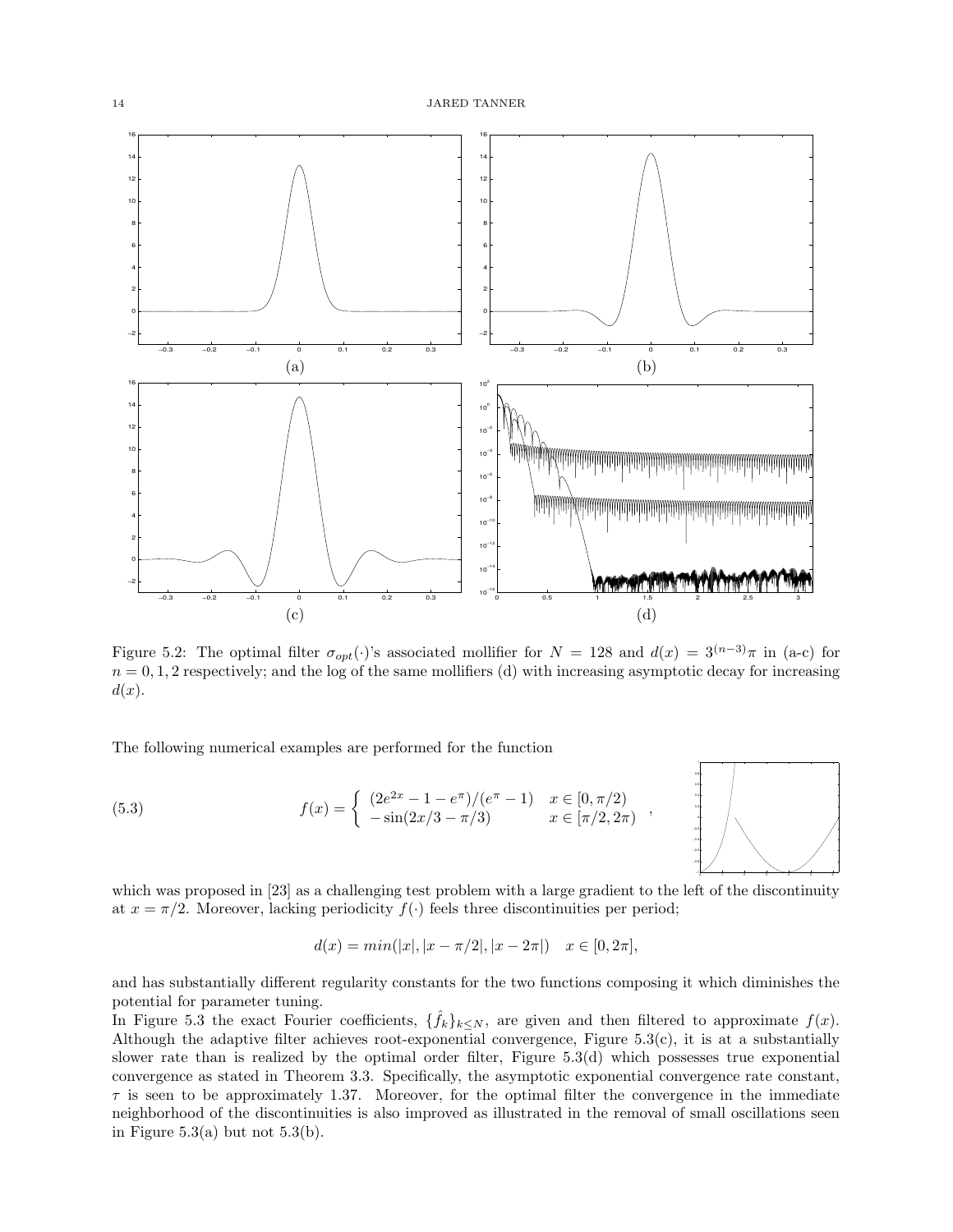Figure 5.2: The optimal filter $\sigma_{opt}(\cdot)$'s associated mollifier for $N = 128$ and $d(x) = 3^{(n-3)}\pi$ in (a-c) for $n = 0, 1, 2$ respectively; and the log of the same mollifiers (d) with increasing asymptotic decay for increasing $d(x)$.

The following numerical examples are performed for the function

$$f(x) = \begin{cases} (2e^{2x} - 1 - e^{\pi})/(e^{\pi} - 1) & x \in [0, \pi/2) \\ -\sin(2x/3 - \pi/3) & x \in [\pi/2, 2\pi) \end{cases}, \tag{5.3}$$

which was proposed in [23] as a challenging test problem with a large gradient to the left of the discontinuity at $x = \pi/2$. Moreover, lacking periodicity $f(\cdot)$ feels three discontinuities per period;

$$d(x) = min(|x|, |x - \pi/2|, |x - 2\pi|) \quad x \in [0, 2\pi],$$

and has substantially different regularity constants for the two functions composing it which diminishes the potential for parameter tuning.

In Figure 5.3 the exact Fourier coefficients, $\{\hat{f}_k\}_{k \leq N}$, are given and then filtered to approximate $f(x)$. Although the adaptive filter achieves root-exponential convergence, Figure 5.3(c), it is at a substantially slower rate than is realized by the optimal order filter, Figure 5.3(d) which possesses true exponential convergence as stated in Theorem 3.3. Specifically, the asymptotic exponential convergence rate constant, $\tau$ is seen to be approximately 1.37. Moreover, for the optimal filter the convergence in the immediate neighborhood of the discontinuities is also improved as illustrated in the removal of small oscillations seen in Figure 5.3(a) but not 5.3(b).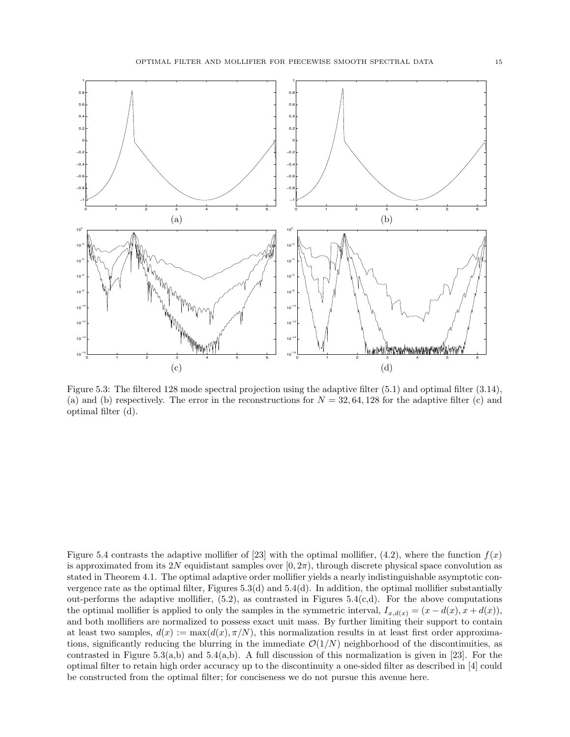Figure 5.3: The filtered 128 mode spectral projection using the adaptive filter (5.1) and optimal filter (3.14), (a) and (b) respectively. The error in the reconstructions for $N = 32, 64, 128$ for the adaptive filter (c) and optimal filter (d).

Figure 5.4 contrasts the adaptive mollifier of [23] with the optimal mollifier, (4.2), where the function $f(x)$ is approximated from its $2N$ equidistant samples over $[0, 2\pi)$, through discrete physical space convolution as stated in Theorem 4.1. The optimal adaptive order mollifier yields a nearly indistinguishable asymptotic convergence rate as the optimal filter, Figures 5.3(d) and 5.4(d). In addition, the optimal mollifier substantially out-performs the adaptive mollifier, (5.2), as contrasted in Figures 5.4(c,d). For the above computations the optimal mollifier is applied to only the samples in the symmetric interval, $I_{x,d(x)} = (x - d(x), x + d(x))$, and both mollifiers are normalized to possess exact unit mass. By further limiting their support to contain at least two samples, $d(x) := \max(d(x), \pi/N)$, this normalization results in at least first order approximations, significantly reducing the blurring in the immediate $\mathcal{O}(1/N)$ neighborhood of the discontinuities, as contrasted in Figure 5.3(a,b) and 5.4(a,b). A full discussion of this normalization is given in [23]. For the optimal filter to retain high order accuracy up to the discontinuity a one-sided filter as described in [4] could be constructed from the optimal filter; for conciseness we do not pursue this avenue here.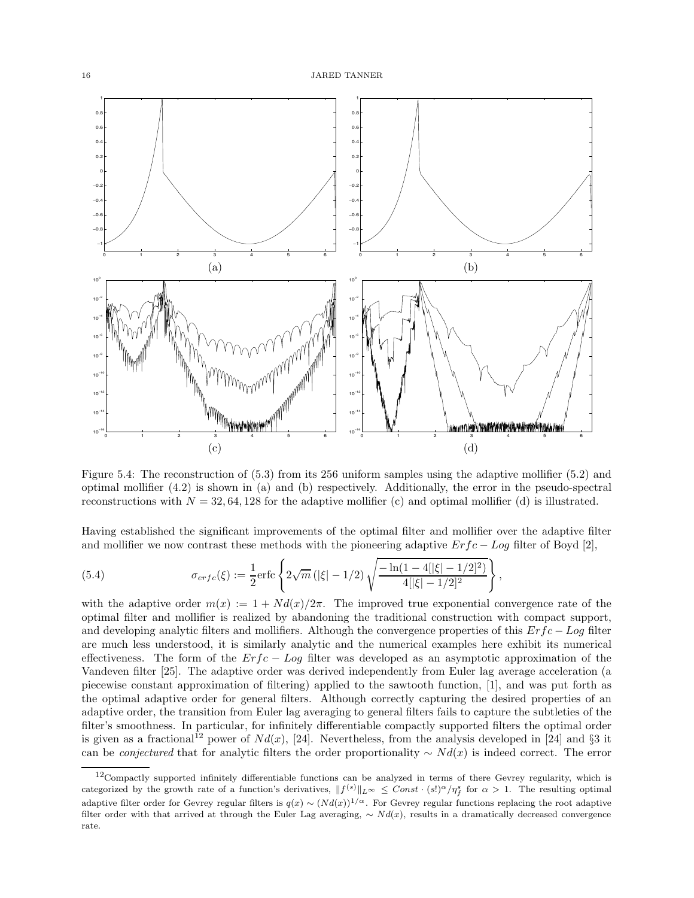Figure 5.4: The reconstruction of (5.3) from its 256 uniform samples using the adaptive mollifier (5.2) and optimal mollifier (4.2) is shown in (a) and (b) respectively. Additionally, the error in the pseudo-spectral reconstructions with $N = 32, 64, 128$ for the adaptive mollifier (c) and optimal mollifier (d) is illustrated.

Having established the significant improvements of the optimal filter and mollifier over the adaptive filter and mollifier we now contrast these methods with the pioneering adaptive $Erfc - Log$ filter of Boyd [2],

$$\sigma_{erfc}(\xi) := \frac{1}{2}\text{erfc}\left\{2\sqrt{m}\,(|\xi| - 1/2)\sqrt{\frac{-\ln(1 - 4[|\xi| - 1/2]^2)}{4[|\xi| - 1/2]^2}}\right\}, \tag{5.4}$$

with the adaptive order $m(x) := 1 + Nd(x)/2\pi$. The improved true exponential convergence rate of the optimal filter and mollifier is realized by abandoning the traditional construction with compact support, and developing analytic filters and mollifiers. Although the convergence properties of this $Erfc - Log$ filter are much less understood, it is similarly analytic and the numerical examples here exhibit its numerical effectiveness. The form of the $Erfc - Log$ filter was developed as an asymptotic approximation of the Vandeven filter [25]. The adaptive order was derived independently from Euler lag average acceleration (a piecewise constant approximation of filtering) applied to the sawtooth function, [1], and was put forth as the optimal adaptive order for general filters. Although correctly capturing the desired properties of an adaptive order, the transition from Euler lag averaging to general filters fails to capture the subtleties of the filter's smoothness. In particular, for infinitely differentiable compactly supported filters the optimal order is given as a fractional[12] power of $Nd(x)$, [24]. Nevertheless, from the analysis developed in [24] and §3 it can be *conjectured* that for analytic filters the order proportionality $\sim Nd(x)$ is indeed correct. The error

[12]Compactly supported infinitely differentiable functions can be analyzed in terms of there Gevrey regularity, which is categorized by the growth rate of a function's derivatives, $\|f^{(s)}\|_{L^\infty} \leq Const \cdot (s!)^\alpha/\eta_f^s$ for $\alpha > 1$. The resulting optimal adaptive filter order for Gevrey regular filters is $q(x) \sim (Nd(x))^{1/\alpha}$. For Gevrey regular functions replacing the root adaptive filter order with that arrived at through the Euler Lag averaging, $\sim Nd(x)$, results in a dramatically decreased convergence rate.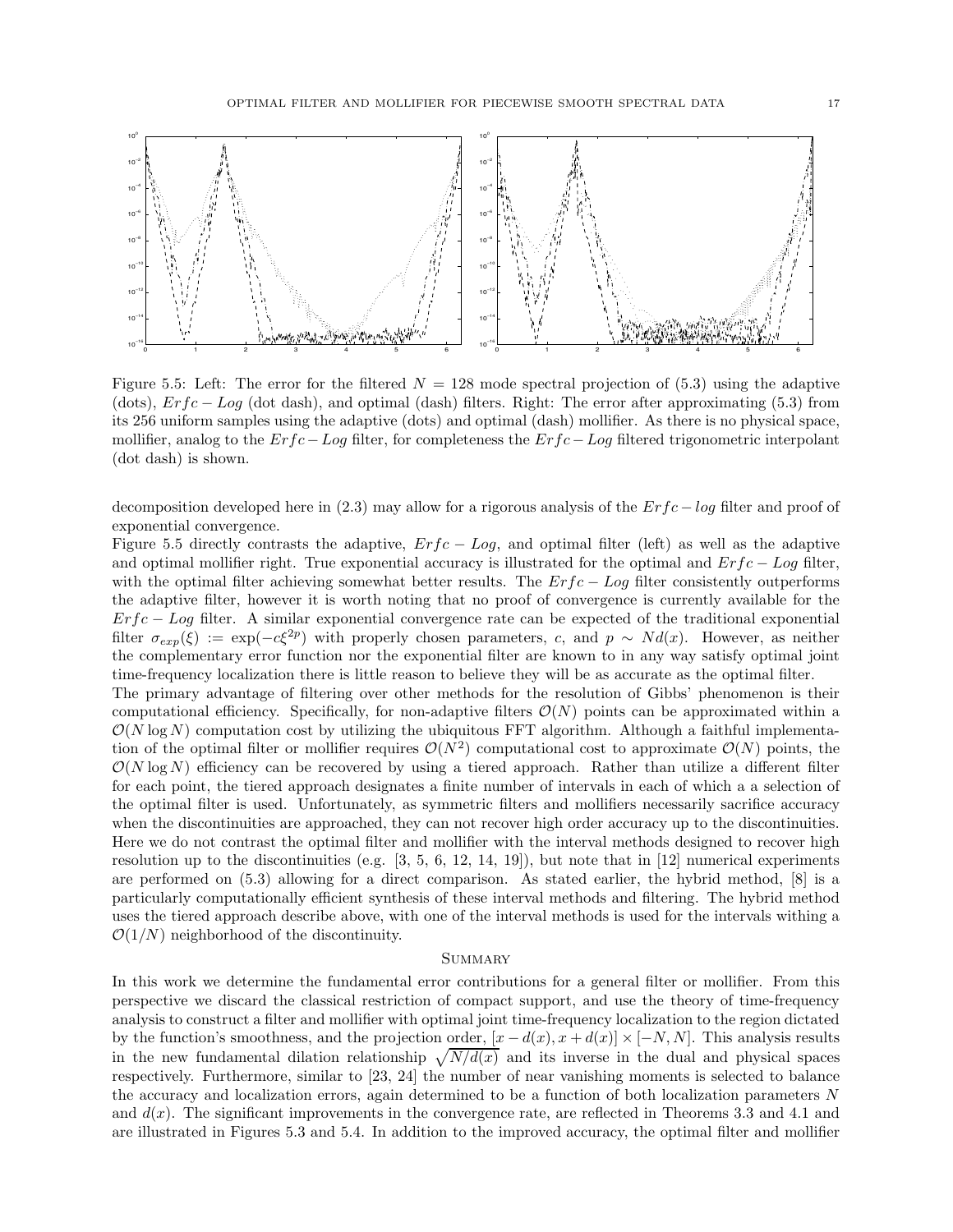Figure 5.5: Left: The error for the filtered $N = 128$ mode spectral projection of (5.3) using the adaptive (dots), $Erfc - Log$ (dot dash), and optimal (dash) filters. Right: The error after approximating (5.3) from its 256 uniform samples using the adaptive (dots) and optimal (dash) mollifier. As there is no physical space, mollifier, analog to the $Erfc - Log$ filter, for completeness the $Erfc - Log$ filtered trigonometric interpolant (dot dash) is shown.

decomposition developed here in (2.3) may allow for a rigorous analysis of the $Erfc - log$ filter and proof of exponential convergence.

Figure 5.5 directly contrasts the adaptive, $Erfc - Log$, and optimal filter (left) as well as the adaptive and optimal mollifier right. True exponential accuracy is illustrated for the optimal and $Erfc - Log$ filter, with the optimal filter achieving somewhat better results. The $Erfc - Log$ filter consistently outperforms the adaptive filter, however it is worth noting that no proof of convergence is currently available for the $Erfc - Log$ filter. A similar exponential convergence rate can be expected of the traditional exponential filter $\sigma_{exp}(\xi) := \exp(-c\xi^{2p})$ with properly chosen parameters, $c$, and $p \sim Nd(x)$. However, as neither the complementary error function nor the exponential filter are known to in any way satisfy optimal joint time-frequency localization there is little reason to believe they will be as accurate as the optimal filter.

The primary advantage of filtering over other methods for the resolution of Gibbs' phenomenon is their computational efficiency. Specifically, for non-adaptive filters $\mathcal{O}(N)$ points can be approximated within a $\mathcal{O}(N \log N)$ computation cost by utilizing the ubiquitous FFT algorithm. Although a faithful implementation of the optimal filter or mollifier requires $\mathcal{O}(N^2)$ computational cost to approximate $\mathcal{O}(N)$ points, the $\mathcal{O}(N \log N)$ efficiency can be recovered by using a tiered approach. Rather than utilize a different filter for each point, the tiered approach designates a finite number of intervals in each of which a a selection of the optimal filter is used. Unfortunately, as symmetric filters and mollifiers necessarily sacrifice accuracy when the discontinuities are approached, they can not recover high order accuracy up to the discontinuities. Here we do not contrast the optimal filter and mollifier with the interval methods designed to recover high resolution up to the discontinuities (e.g. [3, 5, 6, 12, 14, 19]), but note that in [12] numerical experiments are performed on (5.3) allowing for a direct comparison. As stated earlier, the hybrid method, [8] is a particularly computationally efficient synthesis of these interval methods and filtering. The hybrid method uses the tiered approach describe above, with one of the interval methods is used for the intervals withing a $\mathcal{O}(1/N)$ neighborhood of the discontinuity.

## Summary

In this work we determine the fundamental error contributions for a general filter or mollifier. From this perspective we discard the classical restriction of compact support, and use the theory of time-frequency analysis to construct a filter and mollifier with optimal joint time-frequency localization to the region dictated by the function's smoothness, and the projection order, $[x - d(x), x + d(x)] \times [-N, N]$. This analysis results in the new fundamental dilation relationship $\sqrt{N/d(x)}$ and its inverse in the dual and physical spaces respectively. Furthermore, similar to [23, 24] the number of near vanishing moments is selected to balance the accuracy and localization errors, again determined to be a function of both localization parameters $N$ and $d(x)$. The significant improvements in the convergence rate, are reflected in Theorems 3.3 and 4.1 and are illustrated in Figures 5.3 and 5.4. In addition to the improved accuracy, the optimal filter and mollifier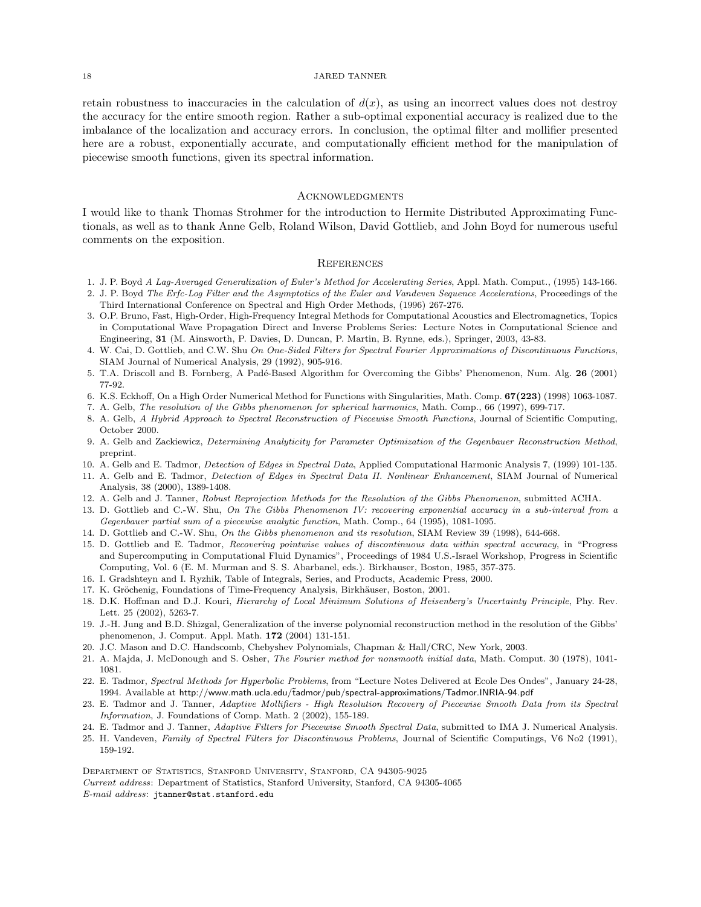retain robustness to inaccuracies in the calculation of $d(x)$, as using an incorrect values does not destroy the accuracy for the entire smooth region. Rather a sub-optimal exponential accuracy is realized due to the imbalance of the localization and accuracy errors. In conclusion, the optimal filter and mollifier presented here are a robust, exponentially accurate, and computationally efficient method for the manipulation of piecewise smooth functions, given its spectral information.

## Acknowledgments

I would like to thank Thomas Strohmer for the introduction to Hermite Distributed Approximating Functionals, as well as to thank Anne Gelb, Roland Wilson, David Gottlieb, and John Boyd for numerous useful comments on the exposition.

## References

1. J. P. Boyd *A Lag-Averaged Generalization of Euler's Method for Accelerating Series*, Appl. Math. Comput., (1995) 143-166.
2. J. P. Boyd *The Erfc-Log Filter and the Asymptotics of the Euler and Vandeven Sequence Accelerations*, Proceedings of the Third International Conference on Spectral and High Order Methods, (1996) 267-276.
3. O.P. Bruno, Fast, High-Order, High-Frequency Integral Methods for Computational Acoustics and Electromagnetics, Topics in Computational Wave Propagation Direct and Inverse Problems Series: Lecture Notes in Computational Science and Engineering, **31** (M. Ainsworth, P. Davies, D. Duncan, P. Martin, B. Rynne, eds.), Springer, 2003, 43-83.
4. W. Cai, D. Gottlieb, and C.W. Shu *On One-Sided Filters for Spectral Fourier Approximations of Discontinuous Functions*, SIAM Journal of Numerical Analysis, 29 (1992), 905-916.
5. T.A. Driscoll and B. Fornberg, A Padé-Based Algorithm for Overcoming the Gibbs' Phenomenon, Num. Alg. **26** (2001) 77-92.
6. K.S. Eckhoff, On a High Order Numerical Method for Functions with Singularities, Math. Comp. **67(223)** (1998) 1063-1087.
7. A. Gelb, *The resolution of the Gibbs phenomenon for spherical harmonics*, Math. Comp., 66 (1997), 699-717.
8. A. Gelb, *A Hybrid Approach to Spectral Reconstruction of Piecewise Smooth Functions*, Journal of Scientific Computing, October 2000.
9. A. Gelb and Zackiewicz, *Determining Analyticity for Parameter Optimization of the Gegenbauer Reconstruction Method*, preprint.
10. A. Gelb and E. Tadmor, *Detection of Edges in Spectral Data*, Applied Computational Harmonic Analysis 7, (1999) 101-135.
11. A. Gelb and E. Tadmor, *Detection of Edges in Spectral Data II. Nonlinear Enhancement*, SIAM Journal of Numerical Analysis, 38 (2000), 1389-1408.
12. A. Gelb and J. Tanner, *Robust Reprojection Methods for the Resolution of the Gibbs Phenomenon*, submitted ACHA.
13. D. Gottlieb and C.-W. Shu, *On The Gibbs Phenomenon IV: recovering exponential accuracy in a sub-interval from a Gegenbauer partial sum of a piecewise analytic function*, Math. Comp., 64 (1995), 1081-1095.
14. D. Gottlieb and C.-W. Shu, *On the Gibbs phenomenon and its resolution*, SIAM Review 39 (1998), 644-668.
15. D. Gottlieb and E. Tadmor, *Recovering pointwise values of discontinuous data within spectral accuracy*, in "Progress and Supercomputing in Computational Fluid Dynamics", Proceedings of 1984 U.S.-Israel Workshop, Progress in Scientific Computing, Vol. 6 (E. M. Murman and S. S. Abarbanel, eds.). Birkhauser, Boston, 1985, 357-375.
16. I. Gradshteyn and I. Ryzhik, Table of Integrals, Series, and Products, Academic Press, 2000.
17. K. Gröchenig, Foundations of Time-Frequency Analysis, Birkhäuser, Boston, 2001.
18. D.K. Hoffman and D.J. Kouri, *Hierarchy of Local Minimum Solutions of Heisenberg's Uncertainty Principle*, Phy. Rev. Lett. 25 (2002), 5263-7.
19. J.-H. Jung and B.D. Shizgal, Generalization of the inverse polynomial reconstruction method in the resolution of the Gibbs' phenomenon, J. Comput. Appl. Math. **172** (2004) 131-151.
20. J.C. Mason and D.C. Handscomb, Chebyshev Polynomials, Chapman & Hall/CRC, New York, 2003.
21. A. Majda, J. McDonough and S. Osher, *The Fourier method for nonsmooth initial data*, Math. Comput. 30 (1978), 1041-1081.
22. E. Tadmor, *Spectral Methods for Hyperbolic Problems*, from "Lecture Notes Delivered at Ecole Des Ondes", January 24-28, 1994. Available at http://www.math.ucla.edu/~tadmor/pub/spectral-approximations/Tadmor.INRIA-94.pdf
23. E. Tadmor and J. Tanner, *Adaptive Mollifiers - High Resolution Recovery of Piecewise Smooth Data from its Spectral Information*, J. Foundations of Comp. Math. 2 (2002), 155-189.
24. E. Tadmor and J. Tanner, *Adaptive Filters for Piecewise Smooth Spectral Data*, submitted to IMA J. Numerical Analysis.
25. H. Vandeven, *Family of Spectral Filters for Discontinuous Problems*, Journal of Scientific Computings, V6 No2 (1991), 159-192.

Department of Statistics, Stanford University, Stanford, CA 94305-9025

*Current address*: Department of Statistics, Stanford University, Stanford, CA 94305-4065

*E-mail address*: jtanner@stat.stanford.edu